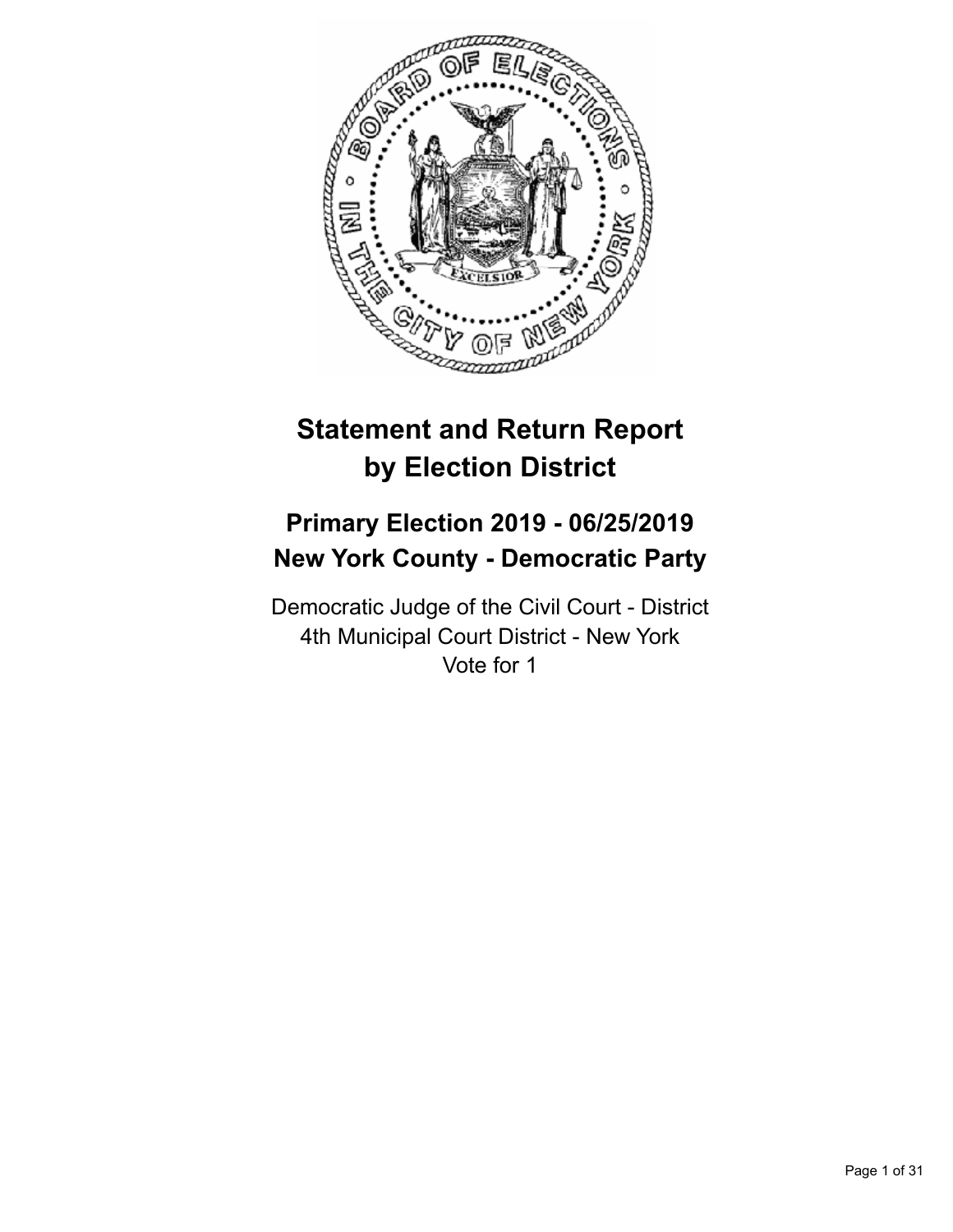# Statement and Return Report by Election District

## Primary Election 2019 - 06/25/2019
## New York County - Democratic Party

Democratic Judge of the Civil Court - District
4th Municipal Court District - New York
Vote for 1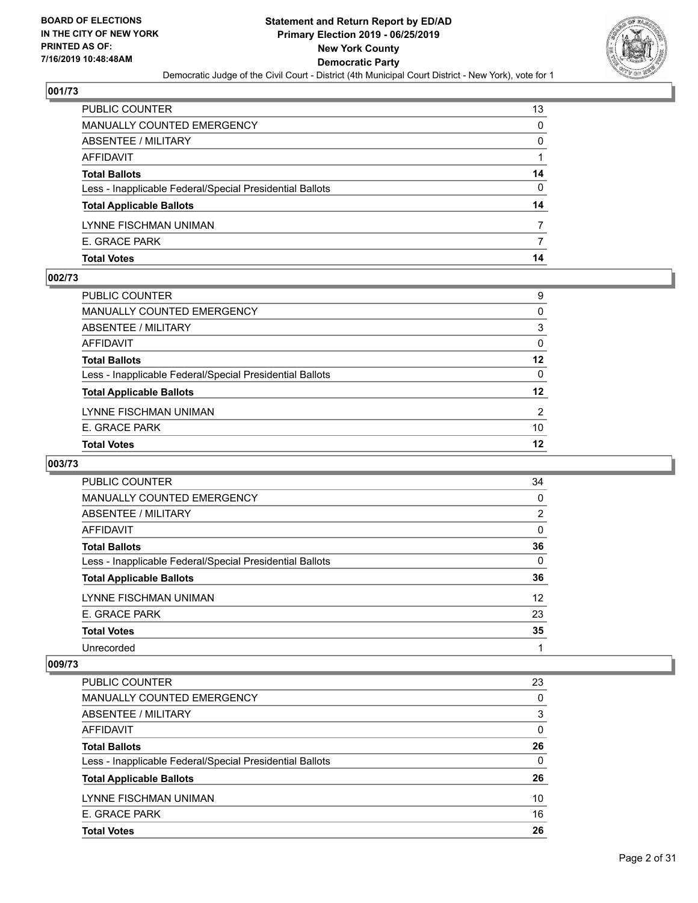Statement and Return Report by ED/AD
Primary Election 2019 - 06/25/2019
New York County
Democratic Party
Democratic Judge of the Civil Court - District (4th Municipal Court District - New York), vote for 1

BOARD OF ELECTIONS IN THE CITY OF NEW YORK
PRINTED AS OF: 7/16/2019 10:48:48AM

### 001/73

| | |
|---|---|
| PUBLIC COUNTER | 13 |
| MANUALLY COUNTED EMERGENCY | 0 |
| ABSENTEE / MILITARY | 0 |
| AFFIDAVIT | 1 |
| **Total Ballots** | **14** |
| Less - Inapplicable Federal/Special Presidential Ballots | 0 |
| **Total Applicable Ballots** | **14** |
| LYNNE FISCHMAN UNIMAN | 7 |
| E. GRACE PARK | 7 |
| **Total Votes** | **14** |

### 002/73

| | |
|---|---|
| PUBLIC COUNTER | 9 |
| MANUALLY COUNTED EMERGENCY | 0 |
| ABSENTEE / MILITARY | 3 |
| AFFIDAVIT | 0 |
| **Total Ballots** | **12** |
| Less - Inapplicable Federal/Special Presidential Ballots | 0 |
| **Total Applicable Ballots** | **12** |
| LYNNE FISCHMAN UNIMAN | 2 |
| E. GRACE PARK | 10 |
| **Total Votes** | **12** |

### 003/73

| | |
|---|---|
| PUBLIC COUNTER | 34 |
| MANUALLY COUNTED EMERGENCY | 0 |
| ABSENTEE / MILITARY | 2 |
| AFFIDAVIT | 0 |
| **Total Ballots** | **36** |
| Less - Inapplicable Federal/Special Presidential Ballots | 0 |
| **Total Applicable Ballots** | **36** |
| LYNNE FISCHMAN UNIMAN | 12 |
| E. GRACE PARK | 23 |
| **Total Votes** | **35** |
| Unrecorded | 1 |

### 009/73

| | |
|---|---|
| PUBLIC COUNTER | 23 |
| MANUALLY COUNTED EMERGENCY | 0 |
| ABSENTEE / MILITARY | 3 |
| AFFIDAVIT | 0 |
| **Total Ballots** | **26** |
| Less - Inapplicable Federal/Special Presidential Ballots | 0 |
| **Total Applicable Ballots** | **26** |
| LYNNE FISCHMAN UNIMAN | 10 |
| E. GRACE PARK | 16 |
| **Total Votes** | **26** |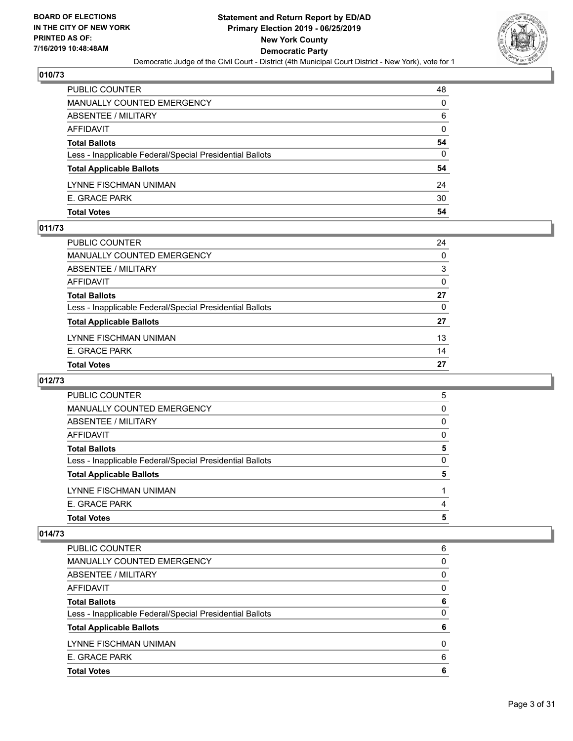## 010/73

| | |
|---|---|
| PUBLIC COUNTER | 48 |
| MANUALLY COUNTED EMERGENCY | 0 |
| ABSENTEE / MILITARY | 6 |
| AFFIDAVIT | 0 |
| **Total Ballots** | **54** |
| Less - Inapplicable Federal/Special Presidential Ballots | 0 |
| **Total Applicable Ballots** | **54** |
| LYNNE FISCHMAN UNIMAN | 24 |
| E. GRACE PARK | 30 |
| **Total Votes** | **54** |

## 011/73

| | |
|---|---|
| PUBLIC COUNTER | 24 |
| MANUALLY COUNTED EMERGENCY | 0 |
| ABSENTEE / MILITARY | 3 |
| AFFIDAVIT | 0 |
| **Total Ballots** | **27** |
| Less - Inapplicable Federal/Special Presidential Ballots | 0 |
| **Total Applicable Ballots** | **27** |
| LYNNE FISCHMAN UNIMAN | 13 |
| E. GRACE PARK | 14 |
| **Total Votes** | **27** |

## 012/73

| | |
|---|---|
| PUBLIC COUNTER | 5 |
| MANUALLY COUNTED EMERGENCY | 0 |
| ABSENTEE / MILITARY | 0 |
| AFFIDAVIT | 0 |
| **Total Ballots** | **5** |
| Less - Inapplicable Federal/Special Presidential Ballots | 0 |
| **Total Applicable Ballots** | **5** |
| LYNNE FISCHMAN UNIMAN | 1 |
| E. GRACE PARK | 4 |
| **Total Votes** | **5** |

## 014/73

| | |
|---|---|
| PUBLIC COUNTER | 6 |
| MANUALLY COUNTED EMERGENCY | 0 |
| ABSENTEE / MILITARY | 0 |
| AFFIDAVIT | 0 |
| **Total Ballots** | **6** |
| Less - Inapplicable Federal/Special Presidential Ballots | 0 |
| **Total Applicable Ballots** | **6** |
| LYNNE FISCHMAN UNIMAN | 0 |
| E. GRACE PARK | 6 |
| **Total Votes** | **6** |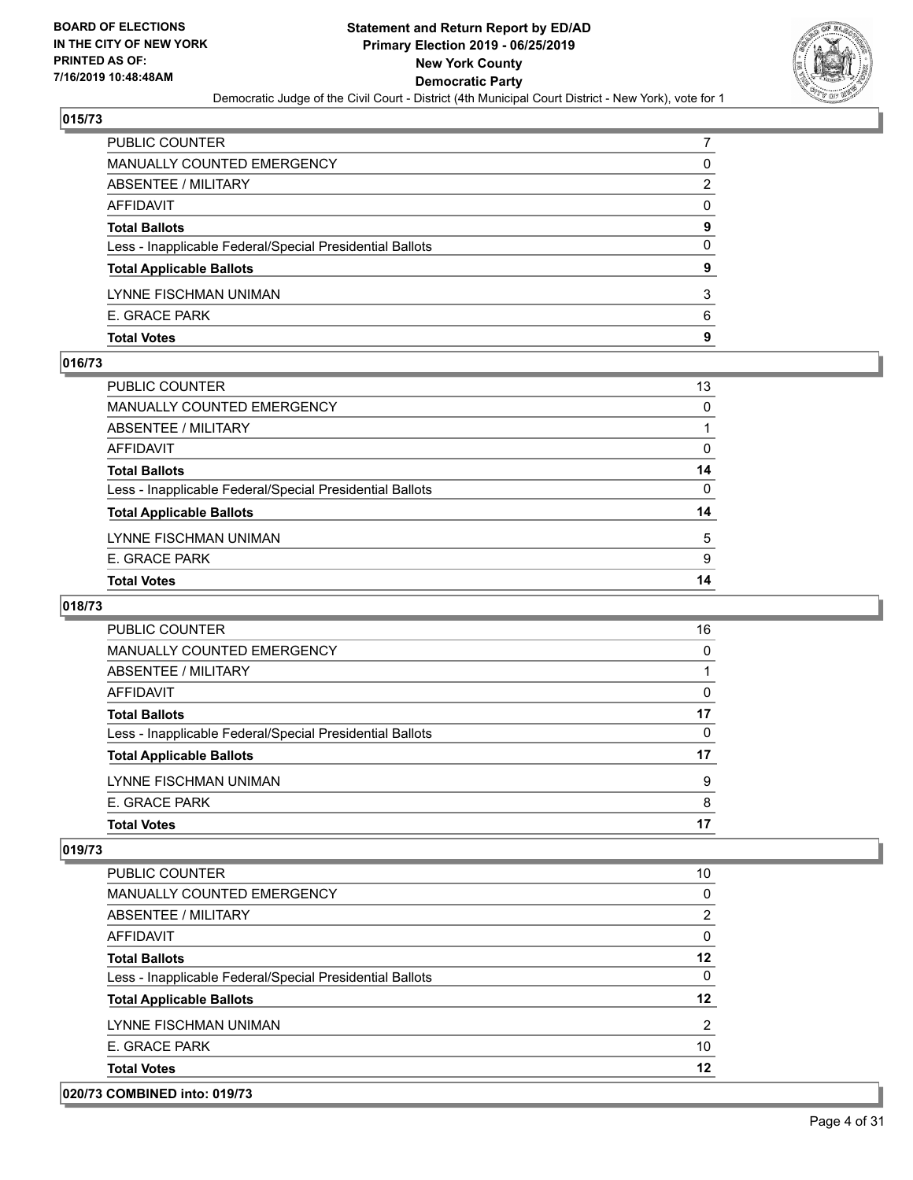**BOARD OF ELECTIONS IN THE CITY OF NEW YORK PRINTED AS OF: 7/16/2019 10:48:48AM**

**Statement and Return Report by ED/AD Primary Election 2019 - 06/25/2019 New York County Democratic Party**

Democratic Judge of the Civil Court - District (4th Municipal Court District - New York), vote for 1

## 015/73

| | |
|---|---|
| PUBLIC COUNTER | 7 |
| MANUALLY COUNTED EMERGENCY | 0 |
| ABSENTEE / MILITARY | 2 |
| AFFIDAVIT | 0 |
| **Total Ballots** | **9** |
| Less - Inapplicable Federal/Special Presidential Ballots | 0 |
| **Total Applicable Ballots** | **9** |
| LYNNE FISCHMAN UNIMAN | 3 |
| E. GRACE PARK | 6 |
| **Total Votes** | **9** |

## 016/73

| | |
|---|---|
| PUBLIC COUNTER | 13 |
| MANUALLY COUNTED EMERGENCY | 0 |
| ABSENTEE / MILITARY | 1 |
| AFFIDAVIT | 0 |
| **Total Ballots** | **14** |
| Less - Inapplicable Federal/Special Presidential Ballots | 0 |
| **Total Applicable Ballots** | **14** |
| LYNNE FISCHMAN UNIMAN | 5 |
| E. GRACE PARK | 9 |
| **Total Votes** | **14** |

## 018/73

| | |
|---|---|
| PUBLIC COUNTER | 16 |
| MANUALLY COUNTED EMERGENCY | 0 |
| ABSENTEE / MILITARY | 1 |
| AFFIDAVIT | 0 |
| **Total Ballots** | **17** |
| Less - Inapplicable Federal/Special Presidential Ballots | 0 |
| **Total Applicable Ballots** | **17** |
| LYNNE FISCHMAN UNIMAN | 9 |
| E. GRACE PARK | 8 |
| **Total Votes** | **17** |

## 019/73

| | |
|---|---|
| PUBLIC COUNTER | 10 |
| MANUALLY COUNTED EMERGENCY | 0 |
| ABSENTEE / MILITARY | 2 |
| AFFIDAVIT | 0 |
| **Total Ballots** | **12** |
| Less - Inapplicable Federal/Special Presidential Ballots | 0 |
| **Total Applicable Ballots** | **12** |
| LYNNE FISCHMAN UNIMAN | 2 |
| E. GRACE PARK | 10 |
| **Total Votes** | **12** |

## 020/73 COMBINED into: 019/73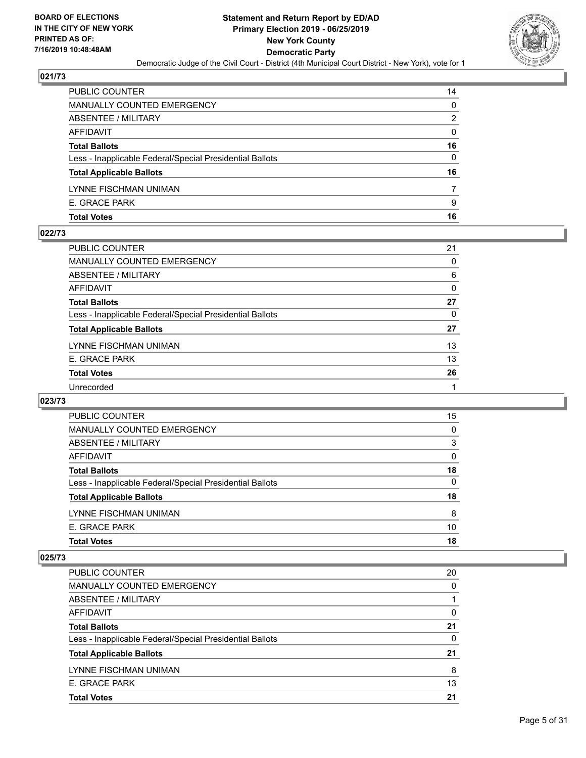BOARD OF ELECTIONS
IN THE CITY OF NEW YORK
PRINTED AS OF:
7/16/2019 10:48:48AM

# Statement and Return Report by ED/AD
## Primary Election 2019 - 06/25/2019
## New York County
## Democratic Party

Democratic Judge of the Civil Court - District (4th Municipal Court District - New York), vote for 1

### 021/73

| | |
|---|---|
| PUBLIC COUNTER | 14 |
| MANUALLY COUNTED EMERGENCY | 0 |
| ABSENTEE / MILITARY | 2 |
| AFFIDAVIT | 0 |
| **Total Ballots** | **16** |
| Less - Inapplicable Federal/Special Presidential Ballots | 0 |
| **Total Applicable Ballots** | **16** |
| LYNNE FISCHMAN UNIMAN | 7 |
| E. GRACE PARK | 9 |
| **Total Votes** | **16** |

### 022/73

| | |
|---|---|
| PUBLIC COUNTER | 21 |
| MANUALLY COUNTED EMERGENCY | 0 |
| ABSENTEE / MILITARY | 6 |
| AFFIDAVIT | 0 |
| **Total Ballots** | **27** |
| Less - Inapplicable Federal/Special Presidential Ballots | 0 |
| **Total Applicable Ballots** | **27** |
| LYNNE FISCHMAN UNIMAN | 13 |
| E. GRACE PARK | 13 |
| **Total Votes** | **26** |
| Unrecorded | 1 |

### 023/73

| | |
|---|---|
| PUBLIC COUNTER | 15 |
| MANUALLY COUNTED EMERGENCY | 0 |
| ABSENTEE / MILITARY | 3 |
| AFFIDAVIT | 0 |
| **Total Ballots** | **18** |
| Less - Inapplicable Federal/Special Presidential Ballots | 0 |
| **Total Applicable Ballots** | **18** |
| LYNNE FISCHMAN UNIMAN | 8 |
| E. GRACE PARK | 10 |
| **Total Votes** | **18** |

### 025/73

| | |
|---|---|
| PUBLIC COUNTER | 20 |
| MANUALLY COUNTED EMERGENCY | 0 |
| ABSENTEE / MILITARY | 1 |
| AFFIDAVIT | 0 |
| **Total Ballots** | **21** |
| Less - Inapplicable Federal/Special Presidential Ballots | 0 |
| **Total Applicable Ballots** | **21** |
| LYNNE FISCHMAN UNIMAN | 8 |
| E. GRACE PARK | 13 |
| **Total Votes** | **21** |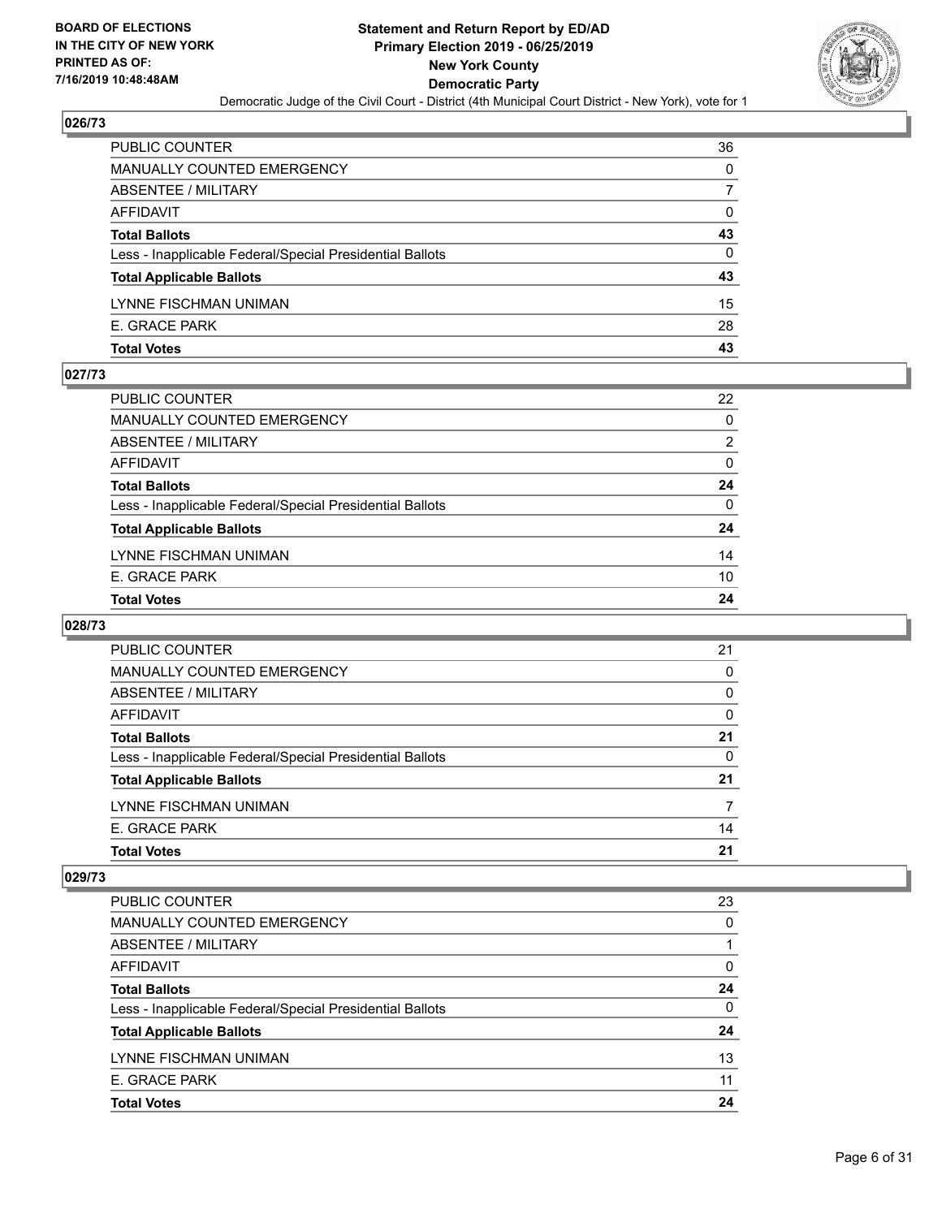**Statement and Return Report by ED/AD**
**Primary Election 2019 - 06/25/2019**
**New York County**
**Democratic Party**

Democratic Judge of the Civil Court - District (4th Municipal Court District - New York), vote for 1

BOARD OF ELECTIONS IN THE CITY OF NEW YORK PRINTED AS OF: 7/16/2019 10:48:48AM

### 026/73

| | |
|---|---|
| PUBLIC COUNTER | 36 |
| MANUALLY COUNTED EMERGENCY | 0 |
| ABSENTEE / MILITARY | 7 |
| AFFIDAVIT | 0 |
| **Total Ballots** | **43** |
| Less - Inapplicable Federal/Special Presidential Ballots | 0 |
| **Total Applicable Ballots** | **43** |
| LYNNE FISCHMAN UNIMAN | 15 |
| E. GRACE PARK | 28 |
| **Total Votes** | **43** |

### 027/73

| | |
|---|---|
| PUBLIC COUNTER | 22 |
| MANUALLY COUNTED EMERGENCY | 0 |
| ABSENTEE / MILITARY | 2 |
| AFFIDAVIT | 0 |
| **Total Ballots** | **24** |
| Less - Inapplicable Federal/Special Presidential Ballots | 0 |
| **Total Applicable Ballots** | **24** |
| LYNNE FISCHMAN UNIMAN | 14 |
| E. GRACE PARK | 10 |
| **Total Votes** | **24** |

### 028/73

| | |
|---|---|
| PUBLIC COUNTER | 21 |
| MANUALLY COUNTED EMERGENCY | 0 |
| ABSENTEE / MILITARY | 0 |
| AFFIDAVIT | 0 |
| **Total Ballots** | **21** |
| Less - Inapplicable Federal/Special Presidential Ballots | 0 |
| **Total Applicable Ballots** | **21** |
| LYNNE FISCHMAN UNIMAN | 7 |
| E. GRACE PARK | 14 |
| **Total Votes** | **21** |

### 029/73

| | |
|---|---|
| PUBLIC COUNTER | 23 |
| MANUALLY COUNTED EMERGENCY | 0 |
| ABSENTEE / MILITARY | 1 |
| AFFIDAVIT | 0 |
| **Total Ballots** | **24** |
| Less - Inapplicable Federal/Special Presidential Ballots | 0 |
| **Total Applicable Ballots** | **24** |
| LYNNE FISCHMAN UNIMAN | 13 |
| E. GRACE PARK | 11 |
| **Total Votes** | **24** |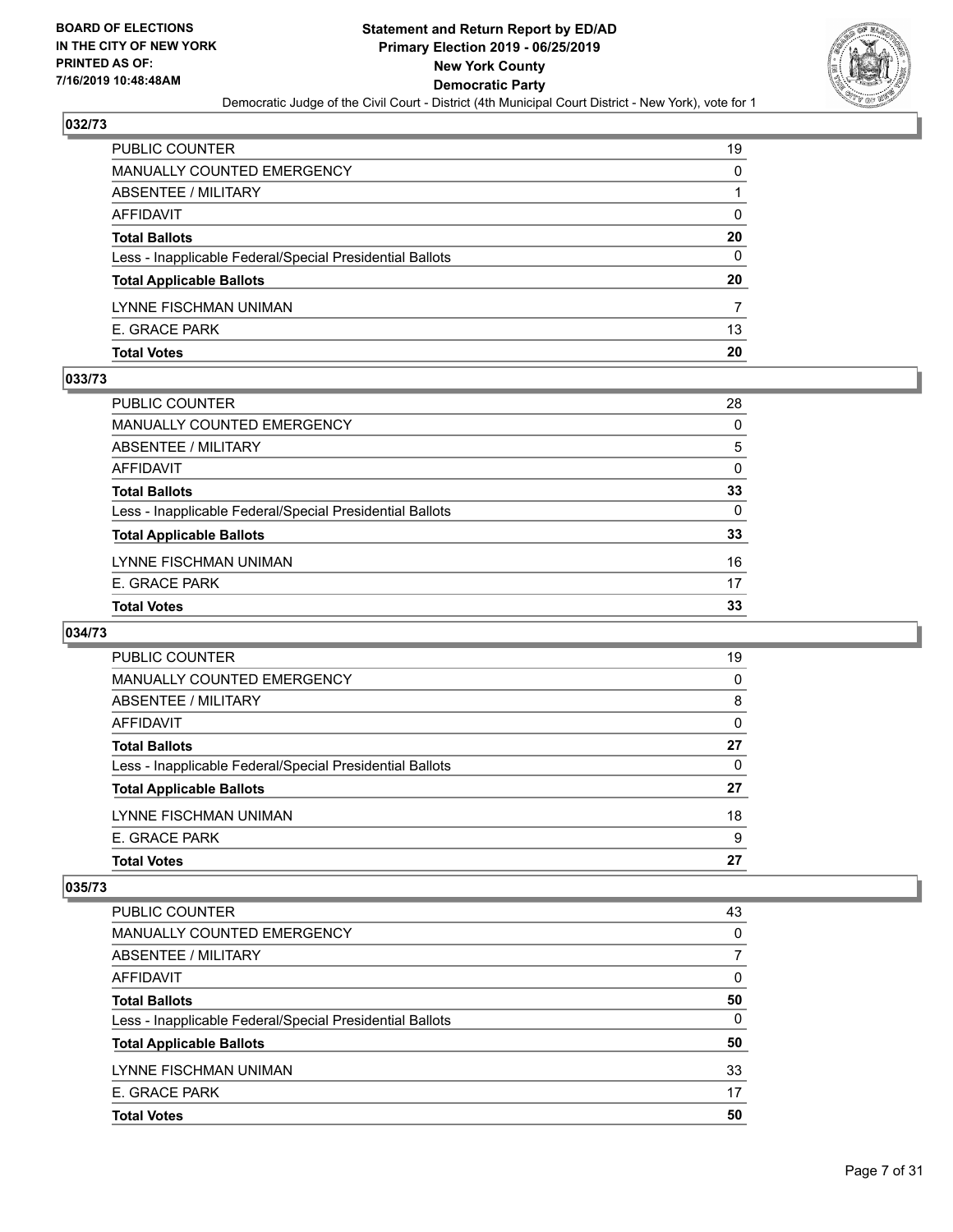## 032/73

| | |
|---|---|
| PUBLIC COUNTER | 19 |
| MANUALLY COUNTED EMERGENCY | 0 |
| ABSENTEE / MILITARY | 1 |
| AFFIDAVIT | 0 |
| **Total Ballots** | **20** |
| Less - Inapplicable Federal/Special Presidential Ballots | 0 |
| **Total Applicable Ballots** | **20** |
| LYNNE FISCHMAN UNIMAN | 7 |
| E. GRACE PARK | 13 |
| **Total Votes** | **20** |

## 033/73

| | |
|---|---|
| PUBLIC COUNTER | 28 |
| MANUALLY COUNTED EMERGENCY | 0 |
| ABSENTEE / MILITARY | 5 |
| AFFIDAVIT | 0 |
| **Total Ballots** | **33** |
| Less - Inapplicable Federal/Special Presidential Ballots | 0 |
| **Total Applicable Ballots** | **33** |
| LYNNE FISCHMAN UNIMAN | 16 |
| E. GRACE PARK | 17 |
| **Total Votes** | **33** |

## 034/73

| | |
|---|---|
| PUBLIC COUNTER | 19 |
| MANUALLY COUNTED EMERGENCY | 0 |
| ABSENTEE / MILITARY | 8 |
| AFFIDAVIT | 0 |
| **Total Ballots** | **27** |
| Less - Inapplicable Federal/Special Presidential Ballots | 0 |
| **Total Applicable Ballots** | **27** |
| LYNNE FISCHMAN UNIMAN | 18 |
| E. GRACE PARK | 9 |
| **Total Votes** | **27** |

## 035/73

| | |
|---|---|
| PUBLIC COUNTER | 43 |
| MANUALLY COUNTED EMERGENCY | 0 |
| ABSENTEE / MILITARY | 7 |
| AFFIDAVIT | 0 |
| **Total Ballots** | **50** |
| Less - Inapplicable Federal/Special Presidential Ballots | 0 |
| **Total Applicable Ballots** | **50** |
| LYNNE FISCHMAN UNIMAN | 33 |
| E. GRACE PARK | 17 |
| **Total Votes** | **50** |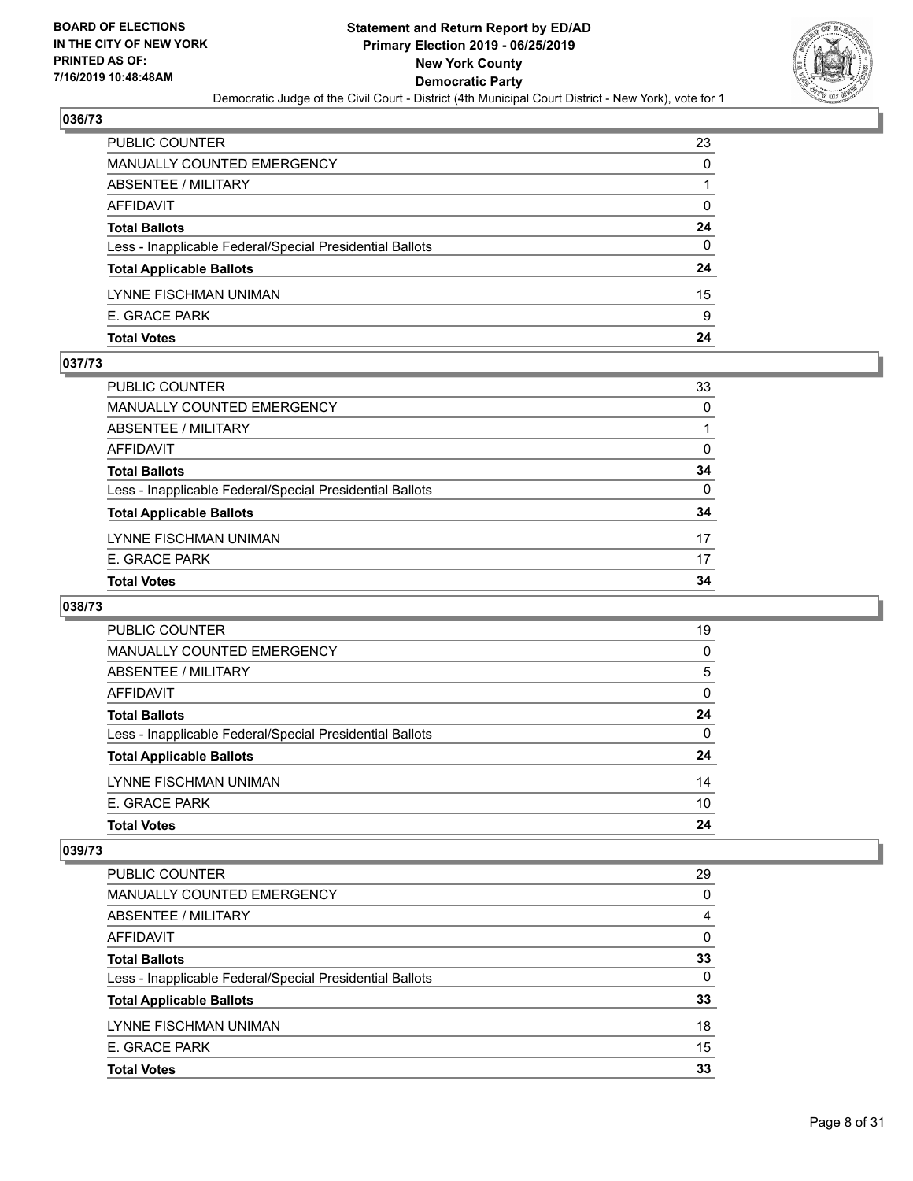## 036/73

| | |
|---|---|
| PUBLIC COUNTER | 23 |
| MANUALLY COUNTED EMERGENCY | 0 |
| ABSENTEE / MILITARY | 1 |
| AFFIDAVIT | 0 |
| **Total Ballots** | **24** |
| Less - Inapplicable Federal/Special Presidential Ballots | 0 |
| **Total Applicable Ballots** | **24** |
| LYNNE FISCHMAN UNIMAN | 15 |
| E. GRACE PARK | 9 |
| **Total Votes** | **24** |

## 037/73

| | |
|---|---|
| PUBLIC COUNTER | 33 |
| MANUALLY COUNTED EMERGENCY | 0 |
| ABSENTEE / MILITARY | 1 |
| AFFIDAVIT | 0 |
| **Total Ballots** | **34** |
| Less - Inapplicable Federal/Special Presidential Ballots | 0 |
| **Total Applicable Ballots** | **34** |
| LYNNE FISCHMAN UNIMAN | 17 |
| E. GRACE PARK | 17 |
| **Total Votes** | **34** |

## 038/73

| | |
|---|---|
| PUBLIC COUNTER | 19 |
| MANUALLY COUNTED EMERGENCY | 0 |
| ABSENTEE / MILITARY | 5 |
| AFFIDAVIT | 0 |
| **Total Ballots** | **24** |
| Less - Inapplicable Federal/Special Presidential Ballots | 0 |
| **Total Applicable Ballots** | **24** |
| LYNNE FISCHMAN UNIMAN | 14 |
| E. GRACE PARK | 10 |
| **Total Votes** | **24** |

## 039/73

| | |
|---|---|
| PUBLIC COUNTER | 29 |
| MANUALLY COUNTED EMERGENCY | 0 |
| ABSENTEE / MILITARY | 4 |
| AFFIDAVIT | 0 |
| **Total Ballots** | **33** |
| Less - Inapplicable Federal/Special Presidential Ballots | 0 |
| **Total Applicable Ballots** | **33** |
| LYNNE FISCHMAN UNIMAN | 18 |
| E. GRACE PARK | 15 |
| **Total Votes** | **33** |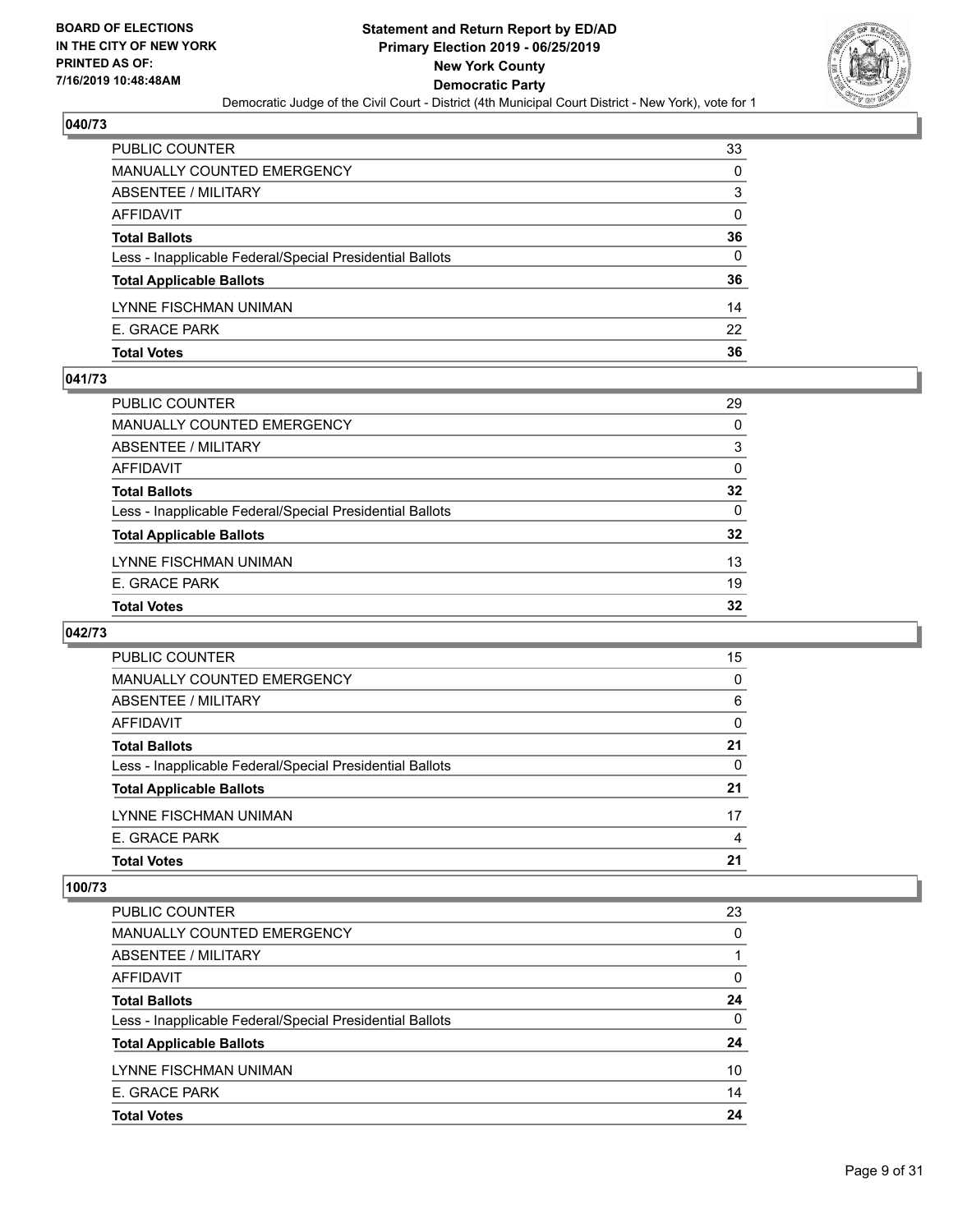## 040/73

| | |
|---|---|
| PUBLIC COUNTER | 33 |
| MANUALLY COUNTED EMERGENCY | 0 |
| ABSENTEE / MILITARY | 3 |
| AFFIDAVIT | 0 |
| **Total Ballots** | **36** |
| Less - Inapplicable Federal/Special Presidential Ballots | 0 |
| **Total Applicable Ballots** | **36** |
| LYNNE FISCHMAN UNIMAN | 14 |
| E. GRACE PARK | 22 |
| **Total Votes** | **36** |

## 041/73

| | |
|---|---|
| PUBLIC COUNTER | 29 |
| MANUALLY COUNTED EMERGENCY | 0 |
| ABSENTEE / MILITARY | 3 |
| AFFIDAVIT | 0 |
| **Total Ballots** | **32** |
| Less - Inapplicable Federal/Special Presidential Ballots | 0 |
| **Total Applicable Ballots** | **32** |
| LYNNE FISCHMAN UNIMAN | 13 |
| E. GRACE PARK | 19 |
| **Total Votes** | **32** |

## 042/73

| | |
|---|---|
| PUBLIC COUNTER | 15 |
| MANUALLY COUNTED EMERGENCY | 0 |
| ABSENTEE / MILITARY | 6 |
| AFFIDAVIT | 0 |
| **Total Ballots** | **21** |
| Less - Inapplicable Federal/Special Presidential Ballots | 0 |
| **Total Applicable Ballots** | **21** |
| LYNNE FISCHMAN UNIMAN | 17 |
| E. GRACE PARK | 4 |
| **Total Votes** | **21** |

## 100/73

| | |
|---|---|
| PUBLIC COUNTER | 23 |
| MANUALLY COUNTED EMERGENCY | 0 |
| ABSENTEE / MILITARY | 1 |
| AFFIDAVIT | 0 |
| **Total Ballots** | **24** |
| Less - Inapplicable Federal/Special Presidential Ballots | 0 |
| **Total Applicable Ballots** | **24** |
| LYNNE FISCHMAN UNIMAN | 10 |
| E. GRACE PARK | 14 |
| **Total Votes** | **24** |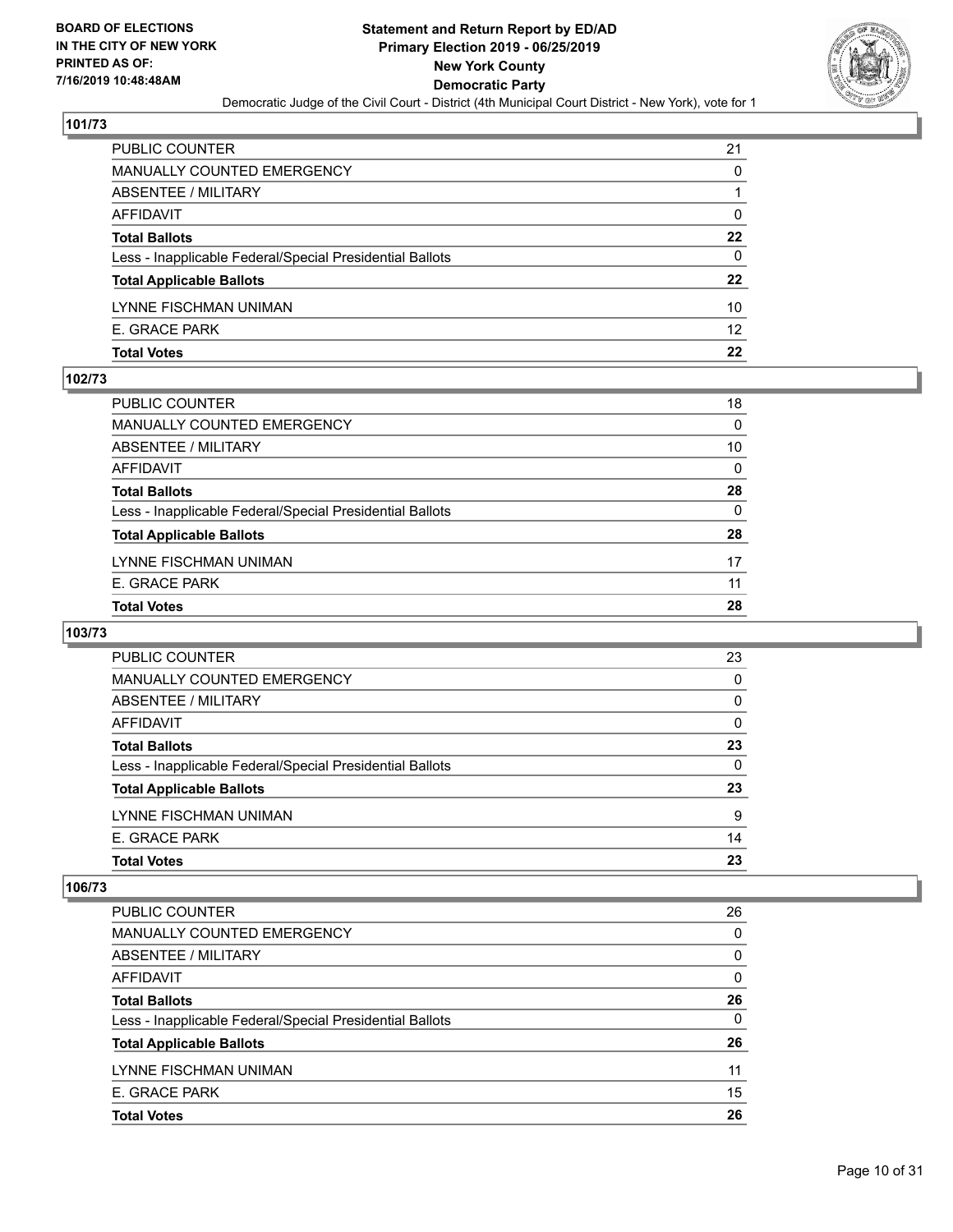## 101/73

| | |
|---|---|
| PUBLIC COUNTER | 21 |
| MANUALLY COUNTED EMERGENCY | 0 |
| ABSENTEE / MILITARY | 1 |
| AFFIDAVIT | 0 |
| **Total Ballots** | **22** |
| Less - Inapplicable Federal/Special Presidential Ballots | 0 |
| **Total Applicable Ballots** | **22** |
| LYNNE FISCHMAN UNIMAN | 10 |
| E. GRACE PARK | 12 |
| **Total Votes** | **22** |

## 102/73

| | |
|---|---|
| PUBLIC COUNTER | 18 |
| MANUALLY COUNTED EMERGENCY | 0 |
| ABSENTEE / MILITARY | 10 |
| AFFIDAVIT | 0 |
| **Total Ballots** | **28** |
| Less - Inapplicable Federal/Special Presidential Ballots | 0 |
| **Total Applicable Ballots** | **28** |
| LYNNE FISCHMAN UNIMAN | 17 |
| E. GRACE PARK | 11 |
| **Total Votes** | **28** |

## 103/73

| | |
|---|---|
| PUBLIC COUNTER | 23 |
| MANUALLY COUNTED EMERGENCY | 0 |
| ABSENTEE / MILITARY | 0 |
| AFFIDAVIT | 0 |
| **Total Ballots** | **23** |
| Less - Inapplicable Federal/Special Presidential Ballots | 0 |
| **Total Applicable Ballots** | **23** |
| LYNNE FISCHMAN UNIMAN | 9 |
| E. GRACE PARK | 14 |
| **Total Votes** | **23** |

## 106/73

| | |
|---|---|
| PUBLIC COUNTER | 26 |
| MANUALLY COUNTED EMERGENCY | 0 |
| ABSENTEE / MILITARY | 0 |
| AFFIDAVIT | 0 |
| **Total Ballots** | **26** |
| Less - Inapplicable Federal/Special Presidential Ballots | 0 |
| **Total Applicable Ballots** | **26** |
| LYNNE FISCHMAN UNIMAN | 11 |
| E. GRACE PARK | 15 |
| **Total Votes** | **26** |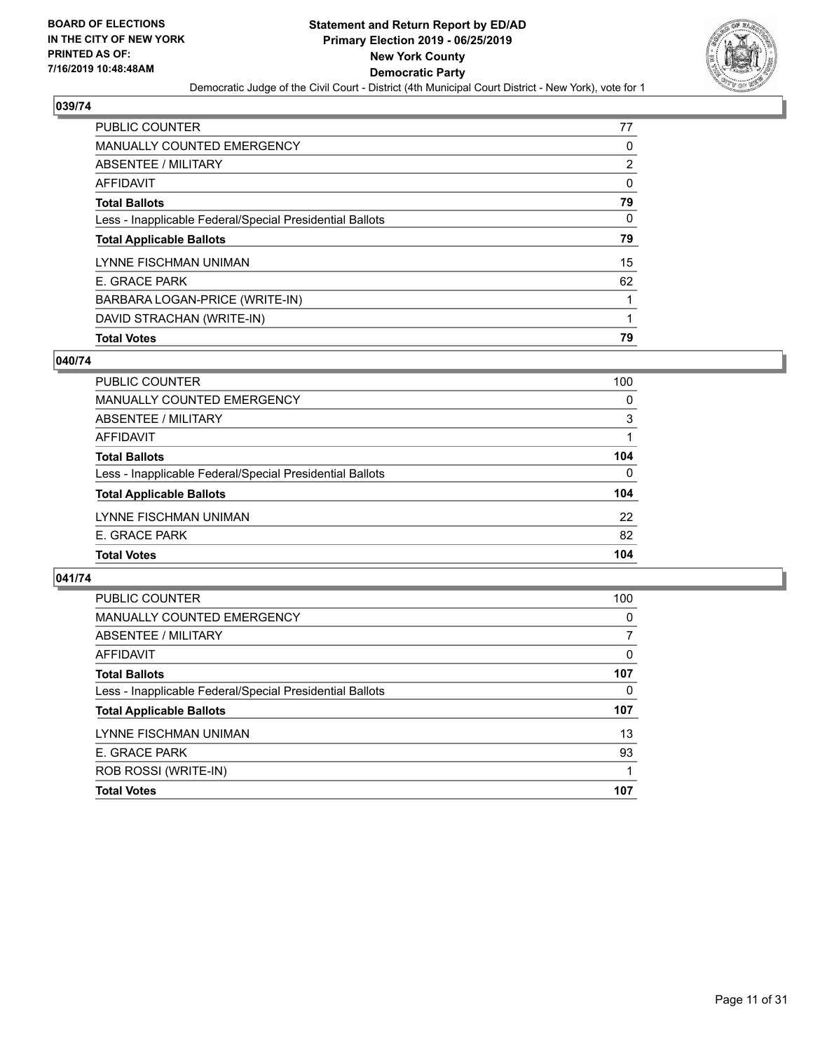BOARD OF ELECTIONS
IN THE CITY OF NEW YORK
PRINTED AS OF:
7/16/2019 10:48:48AM

**Statement and Return Report by ED/AD**
**Primary Election 2019 - 06/25/2019**
**New York County**
**Democratic Party**
Democratic Judge of the Civil Court - District (4th Municipal Court District - New York), vote for 1

## 039/74

| | |
|---|---|
| PUBLIC COUNTER | 77 |
| MANUALLY COUNTED EMERGENCY | 0 |
| ABSENTEE / MILITARY | 2 |
| AFFIDAVIT | 0 |
| **Total Ballots** | **79** |
| Less - Inapplicable Federal/Special Presidential Ballots | 0 |
| **Total Applicable Ballots** | **79** |
| LYNNE FISCHMAN UNIMAN | 15 |
| E. GRACE PARK | 62 |
| BARBARA LOGAN-PRICE (WRITE-IN) | 1 |
| DAVID STRACHAN (WRITE-IN) | 1 |
| **Total Votes** | **79** |

## 040/74

| | |
|---|---|
| PUBLIC COUNTER | 100 |
| MANUALLY COUNTED EMERGENCY | 0 |
| ABSENTEE / MILITARY | 3 |
| AFFIDAVIT | 1 |
| **Total Ballots** | **104** |
| Less - Inapplicable Federal/Special Presidential Ballots | 0 |
| **Total Applicable Ballots** | **104** |
| LYNNE FISCHMAN UNIMAN | 22 |
| E. GRACE PARK | 82 |
| **Total Votes** | **104** |

## 041/74

| | |
|---|---|
| PUBLIC COUNTER | 100 |
| MANUALLY COUNTED EMERGENCY | 0 |
| ABSENTEE / MILITARY | 7 |
| AFFIDAVIT | 0 |
| **Total Ballots** | **107** |
| Less - Inapplicable Federal/Special Presidential Ballots | 0 |
| **Total Applicable Ballots** | **107** |
| LYNNE FISCHMAN UNIMAN | 13 |
| E. GRACE PARK | 93 |
| ROB ROSSI (WRITE-IN) | 1 |
| **Total Votes** | **107** |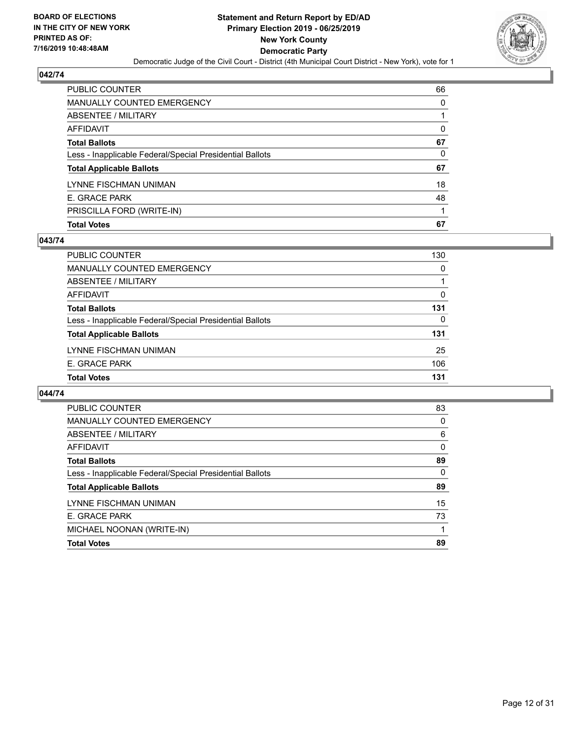## 042/74

| | |
|---|---|
| PUBLIC COUNTER | 66 |
| MANUALLY COUNTED EMERGENCY | 0 |
| ABSENTEE / MILITARY | 1 |
| AFFIDAVIT | 0 |
| **Total Ballots** | **67** |
| Less - Inapplicable Federal/Special Presidential Ballots | 0 |
| **Total Applicable Ballots** | **67** |
| LYNNE FISCHMAN UNIMAN | 18 |
| E. GRACE PARK | 48 |
| PRISCILLA FORD (WRITE-IN) | 1 |
| **Total Votes** | **67** |

## 043/74

| | |
|---|---|
| PUBLIC COUNTER | 130 |
| MANUALLY COUNTED EMERGENCY | 0 |
| ABSENTEE / MILITARY | 1 |
| AFFIDAVIT | 0 |
| **Total Ballots** | **131** |
| Less - Inapplicable Federal/Special Presidential Ballots | 0 |
| **Total Applicable Ballots** | **131** |
| LYNNE FISCHMAN UNIMAN | 25 |
| E. GRACE PARK | 106 |
| **Total Votes** | **131** |

## 044/74

| | |
|---|---|
| PUBLIC COUNTER | 83 |
| MANUALLY COUNTED EMERGENCY | 0 |
| ABSENTEE / MILITARY | 6 |
| AFFIDAVIT | 0 |
| **Total Ballots** | **89** |
| Less - Inapplicable Federal/Special Presidential Ballots | 0 |
| **Total Applicable Ballots** | **89** |
| LYNNE FISCHMAN UNIMAN | 15 |
| E. GRACE PARK | 73 |
| MICHAEL NOONAN (WRITE-IN) | 1 |
| **Total Votes** | **89** |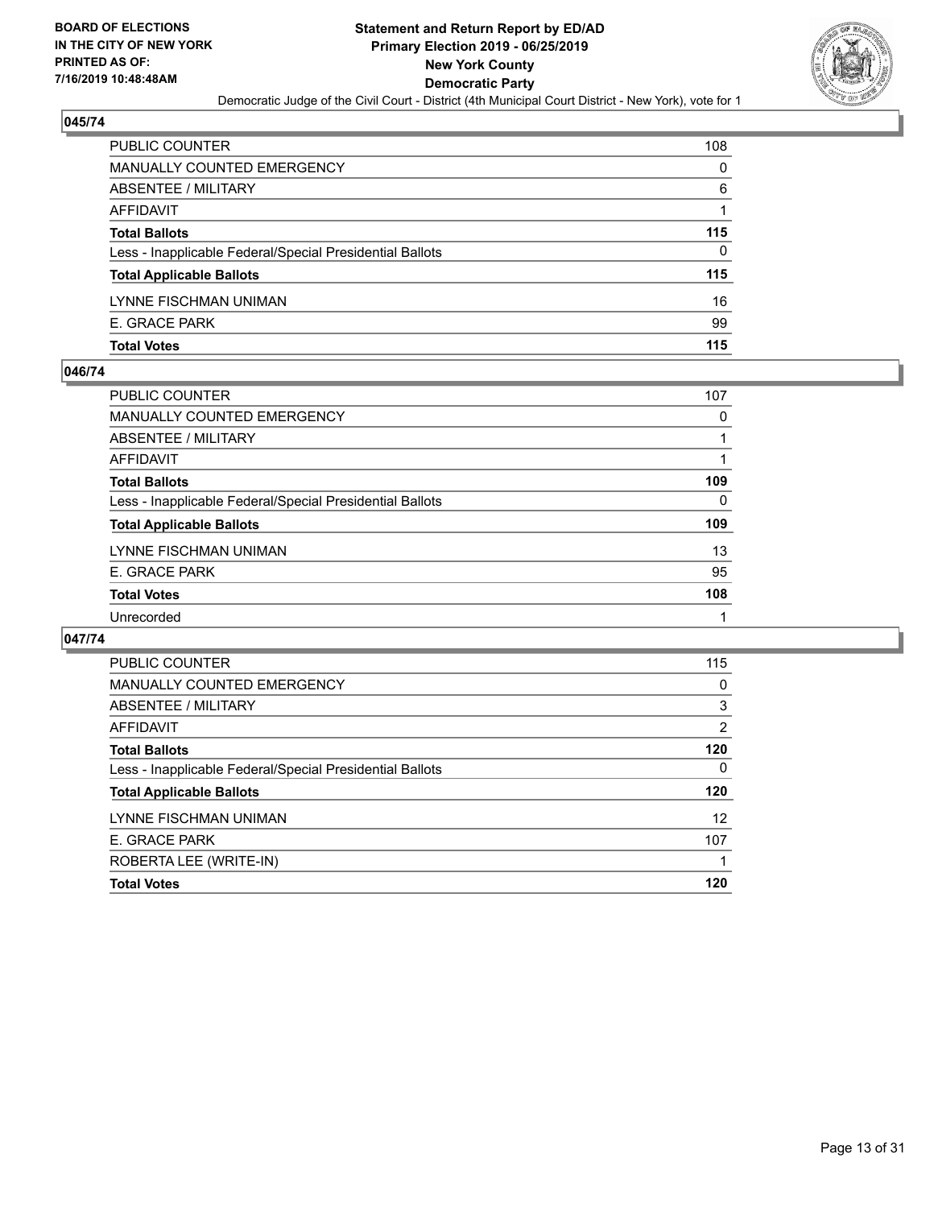## 045/74

| | |
|---|---|
| PUBLIC COUNTER | 108 |
| MANUALLY COUNTED EMERGENCY | 0 |
| ABSENTEE / MILITARY | 6 |
| AFFIDAVIT | 1 |
| **Total Ballots** | **115** |
| Less - Inapplicable Federal/Special Presidential Ballots | 0 |
| **Total Applicable Ballots** | **115** |
| LYNNE FISCHMAN UNIMAN | 16 |
| E. GRACE PARK | 99 |
| **Total Votes** | **115** |

## 046/74

| | |
|---|---|
| PUBLIC COUNTER | 107 |
| MANUALLY COUNTED EMERGENCY | 0 |
| ABSENTEE / MILITARY | 1 |
| AFFIDAVIT | 1 |
| **Total Ballots** | **109** |
| Less - Inapplicable Federal/Special Presidential Ballots | 0 |
| **Total Applicable Ballots** | **109** |
| LYNNE FISCHMAN UNIMAN | 13 |
| E. GRACE PARK | 95 |
| **Total Votes** | **108** |
| Unrecorded | 1 |

## 047/74

| | |
|---|---|
| PUBLIC COUNTER | 115 |
| MANUALLY COUNTED EMERGENCY | 0 |
| ABSENTEE / MILITARY | 3 |
| AFFIDAVIT | 2 |
| **Total Ballots** | **120** |
| Less - Inapplicable Federal/Special Presidential Ballots | 0 |
| **Total Applicable Ballots** | **120** |
| LYNNE FISCHMAN UNIMAN | 12 |
| E. GRACE PARK | 107 |
| ROBERTA LEE (WRITE-IN) | 1 |
| **Total Votes** | **120** |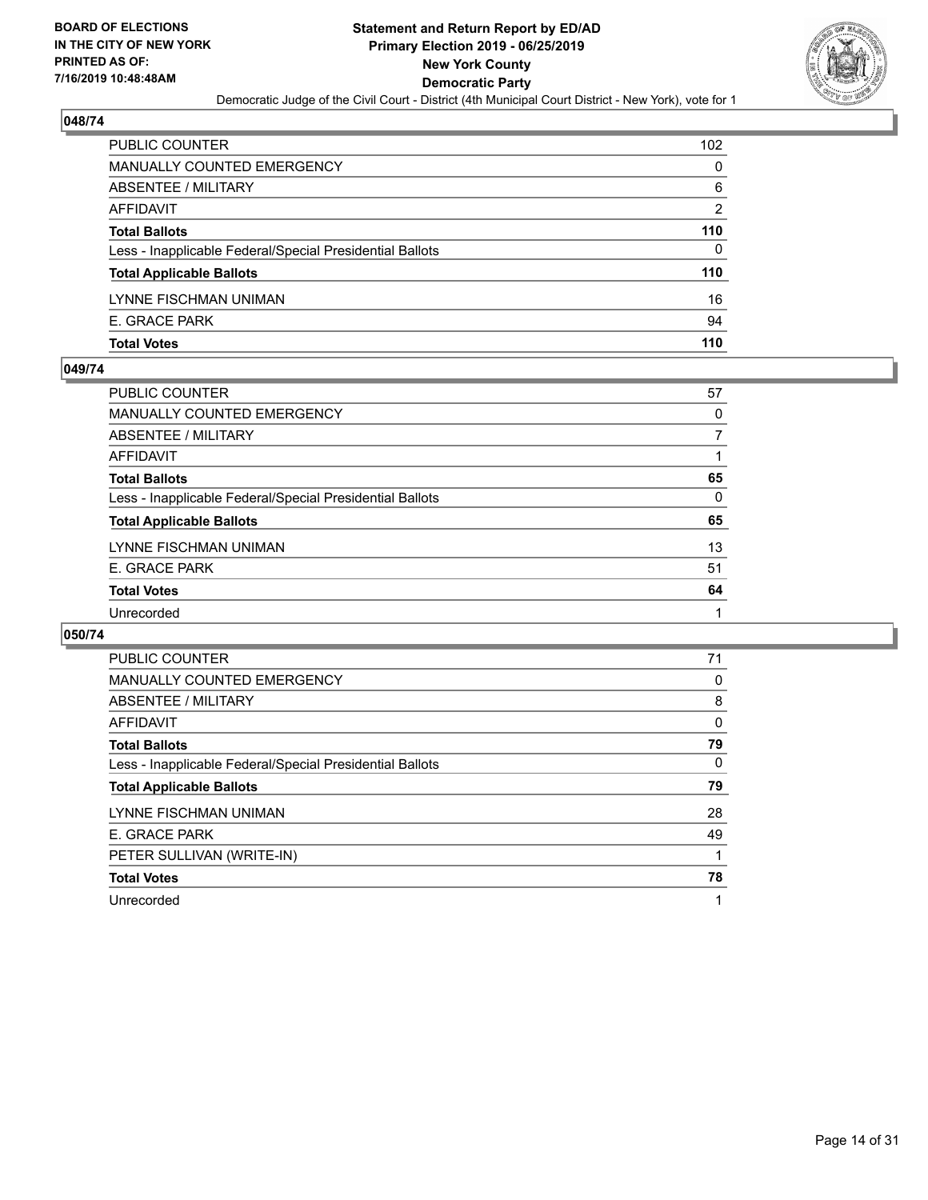**BOARD OF ELECTIONS IN THE CITY OF NEW YORK PRINTED AS OF: 7/16/2019 10:48:48AM**

# Statement and Return Report by ED/AD
## Primary Election 2019 - 06/25/2019
## New York County
## Democratic Party

Democratic Judge of the Civil Court - District (4th Municipal Court District - New York), vote for 1

### 048/74

| | |
|---|---|
| PUBLIC COUNTER | 102 |
| MANUALLY COUNTED EMERGENCY | 0 |
| ABSENTEE / MILITARY | 6 |
| AFFIDAVIT | 2 |
| **Total Ballots** | **110** |
| Less - Inapplicable Federal/Special Presidential Ballots | 0 |
| **Total Applicable Ballots** | **110** |
| LYNNE FISCHMAN UNIMAN | 16 |
| E. GRACE PARK | 94 |
| **Total Votes** | **110** |

### 049/74

| | |
|---|---|
| PUBLIC COUNTER | 57 |
| MANUALLY COUNTED EMERGENCY | 0 |
| ABSENTEE / MILITARY | 7 |
| AFFIDAVIT | 1 |
| **Total Ballots** | **65** |
| Less - Inapplicable Federal/Special Presidential Ballots | 0 |
| **Total Applicable Ballots** | **65** |
| LYNNE FISCHMAN UNIMAN | 13 |
| E. GRACE PARK | 51 |
| **Total Votes** | **64** |
| Unrecorded | 1 |

### 050/74

| | |
|---|---|
| PUBLIC COUNTER | 71 |
| MANUALLY COUNTED EMERGENCY | 0 |
| ABSENTEE / MILITARY | 8 |
| AFFIDAVIT | 0 |
| **Total Ballots** | **79** |
| Less - Inapplicable Federal/Special Presidential Ballots | 0 |
| **Total Applicable Ballots** | **79** |
| LYNNE FISCHMAN UNIMAN | 28 |
| E. GRACE PARK | 49 |
| PETER SULLIVAN (WRITE-IN) | 1 |
| **Total Votes** | **78** |
| Unrecorded | 1 |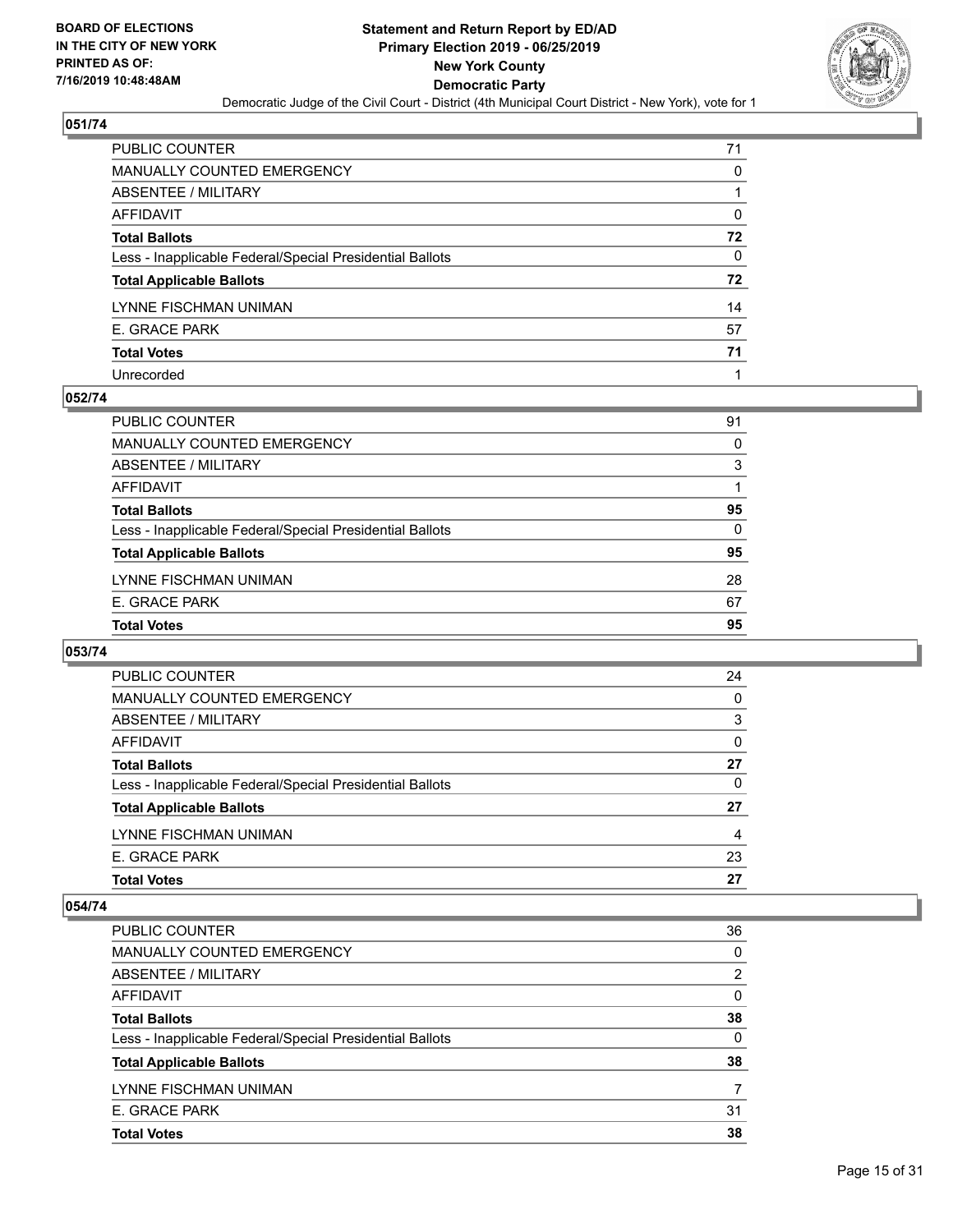BOARD OF ELECTIONS
IN THE CITY OF NEW YORK
PRINTED AS OF:
7/16/2019 10:48:48AM

**Statement and Return Report by ED/AD**
**Primary Election 2019 - 06/25/2019**
**New York County**
**Democratic Party**
Democratic Judge of the Civil Court - District (4th Municipal Court District - New York), vote for 1

## 051/74

| | |
|---|---|
| PUBLIC COUNTER | 71 |
| MANUALLY COUNTED EMERGENCY | 0 |
| ABSENTEE / MILITARY | 1 |
| AFFIDAVIT | 0 |
| **Total Ballots** | **72** |
| Less - Inapplicable Federal/Special Presidential Ballots | 0 |
| **Total Applicable Ballots** | **72** |
| LYNNE FISCHMAN UNIMAN | 14 |
| E. GRACE PARK | 57 |
| **Total Votes** | **71** |
| Unrecorded | 1 |

## 052/74

| | |
|---|---|
| PUBLIC COUNTER | 91 |
| MANUALLY COUNTED EMERGENCY | 0 |
| ABSENTEE / MILITARY | 3 |
| AFFIDAVIT | 1 |
| **Total Ballots** | **95** |
| Less - Inapplicable Federal/Special Presidential Ballots | 0 |
| **Total Applicable Ballots** | **95** |
| LYNNE FISCHMAN UNIMAN | 28 |
| E. GRACE PARK | 67 |
| **Total Votes** | **95** |

## 053/74

| | |
|---|---|
| PUBLIC COUNTER | 24 |
| MANUALLY COUNTED EMERGENCY | 0 |
| ABSENTEE / MILITARY | 3 |
| AFFIDAVIT | 0 |
| **Total Ballots** | **27** |
| Less - Inapplicable Federal/Special Presidential Ballots | 0 |
| **Total Applicable Ballots** | **27** |
| LYNNE FISCHMAN UNIMAN | 4 |
| E. GRACE PARK | 23 |
| **Total Votes** | **27** |

## 054/74

| | |
|---|---|
| PUBLIC COUNTER | 36 |
| MANUALLY COUNTED EMERGENCY | 0 |
| ABSENTEE / MILITARY | 2 |
| AFFIDAVIT | 0 |
| **Total Ballots** | **38** |
| Less - Inapplicable Federal/Special Presidential Ballots | 0 |
| **Total Applicable Ballots** | **38** |
| LYNNE FISCHMAN UNIMAN | 7 |
| E. GRACE PARK | 31 |
| **Total Votes** | **38** |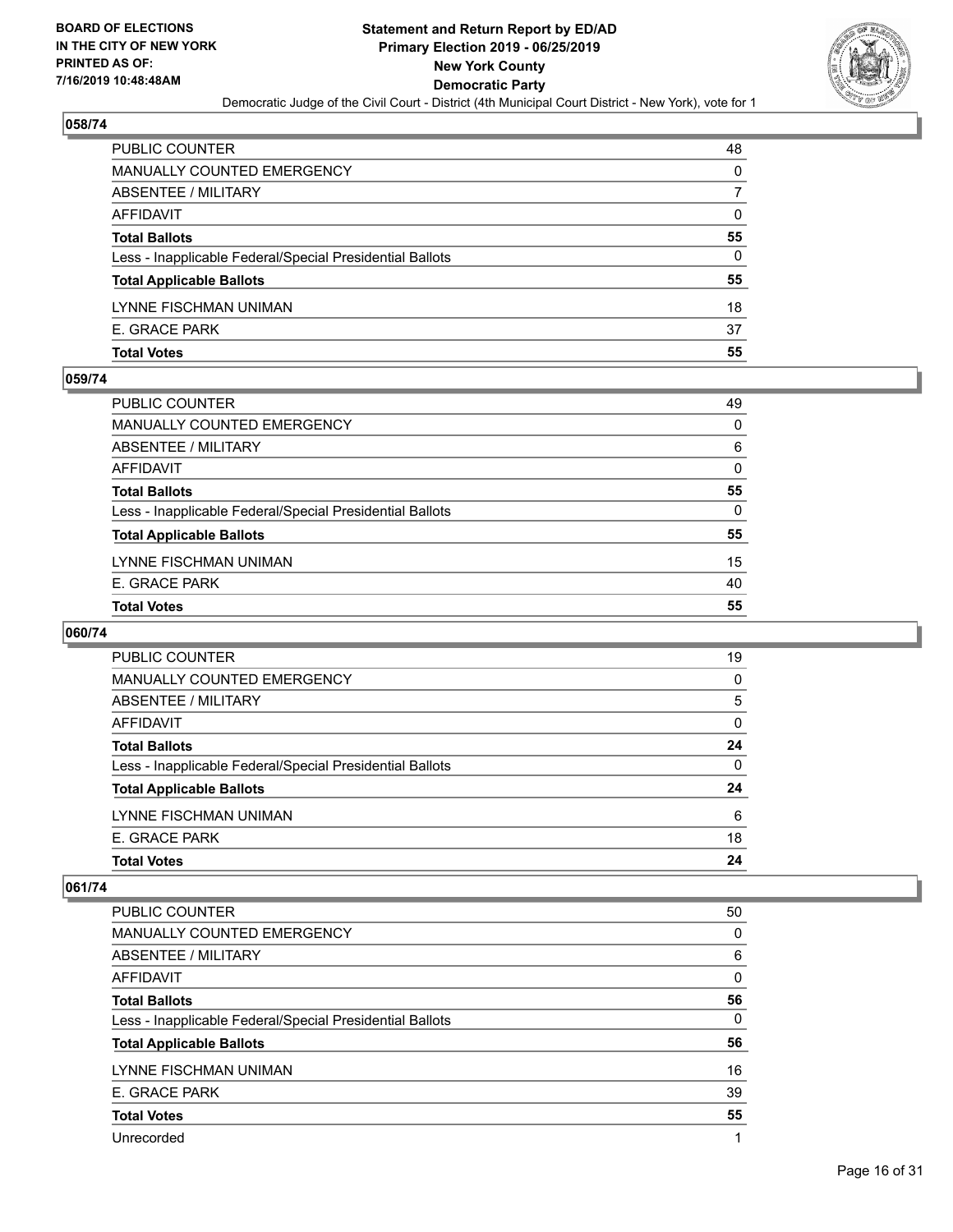**BOARD OF ELECTIONS IN THE CITY OF NEW YORK PRINTED AS OF: 7/16/2019 10:48:48AM**

**Statement and Return Report by ED/AD Primary Election 2019 - 06/25/2019 New York County Democratic Party**

Democratic Judge of the Civil Court - District (4th Municipal Court District - New York), vote for 1

## 058/74

| | |
|---|---|
| PUBLIC COUNTER | 48 |
| MANUALLY COUNTED EMERGENCY | 0 |
| ABSENTEE / MILITARY | 7 |
| AFFIDAVIT | 0 |
| **Total Ballots** | **55** |
| Less - Inapplicable Federal/Special Presidential Ballots | 0 |
| **Total Applicable Ballots** | **55** |
| LYNNE FISCHMAN UNIMAN | 18 |
| E. GRACE PARK | 37 |
| **Total Votes** | **55** |

## 059/74

| | |
|---|---|
| PUBLIC COUNTER | 49 |
| MANUALLY COUNTED EMERGENCY | 0 |
| ABSENTEE / MILITARY | 6 |
| AFFIDAVIT | 0 |
| **Total Ballots** | **55** |
| Less - Inapplicable Federal/Special Presidential Ballots | 0 |
| **Total Applicable Ballots** | **55** |
| LYNNE FISCHMAN UNIMAN | 15 |
| E. GRACE PARK | 40 |
| **Total Votes** | **55** |

## 060/74

| | |
|---|---|
| PUBLIC COUNTER | 19 |
| MANUALLY COUNTED EMERGENCY | 0 |
| ABSENTEE / MILITARY | 5 |
| AFFIDAVIT | 0 |
| **Total Ballots** | **24** |
| Less - Inapplicable Federal/Special Presidential Ballots | 0 |
| **Total Applicable Ballots** | **24** |
| LYNNE FISCHMAN UNIMAN | 6 |
| E. GRACE PARK | 18 |
| **Total Votes** | **24** |

## 061/74

| | |
|---|---|
| PUBLIC COUNTER | 50 |
| MANUALLY COUNTED EMERGENCY | 0 |
| ABSENTEE / MILITARY | 6 |
| AFFIDAVIT | 0 |
| **Total Ballots** | **56** |
| Less - Inapplicable Federal/Special Presidential Ballots | 0 |
| **Total Applicable Ballots** | **56** |
| LYNNE FISCHMAN UNIMAN | 16 |
| E. GRACE PARK | 39 |
| **Total Votes** | **55** |
| Unrecorded | 1 |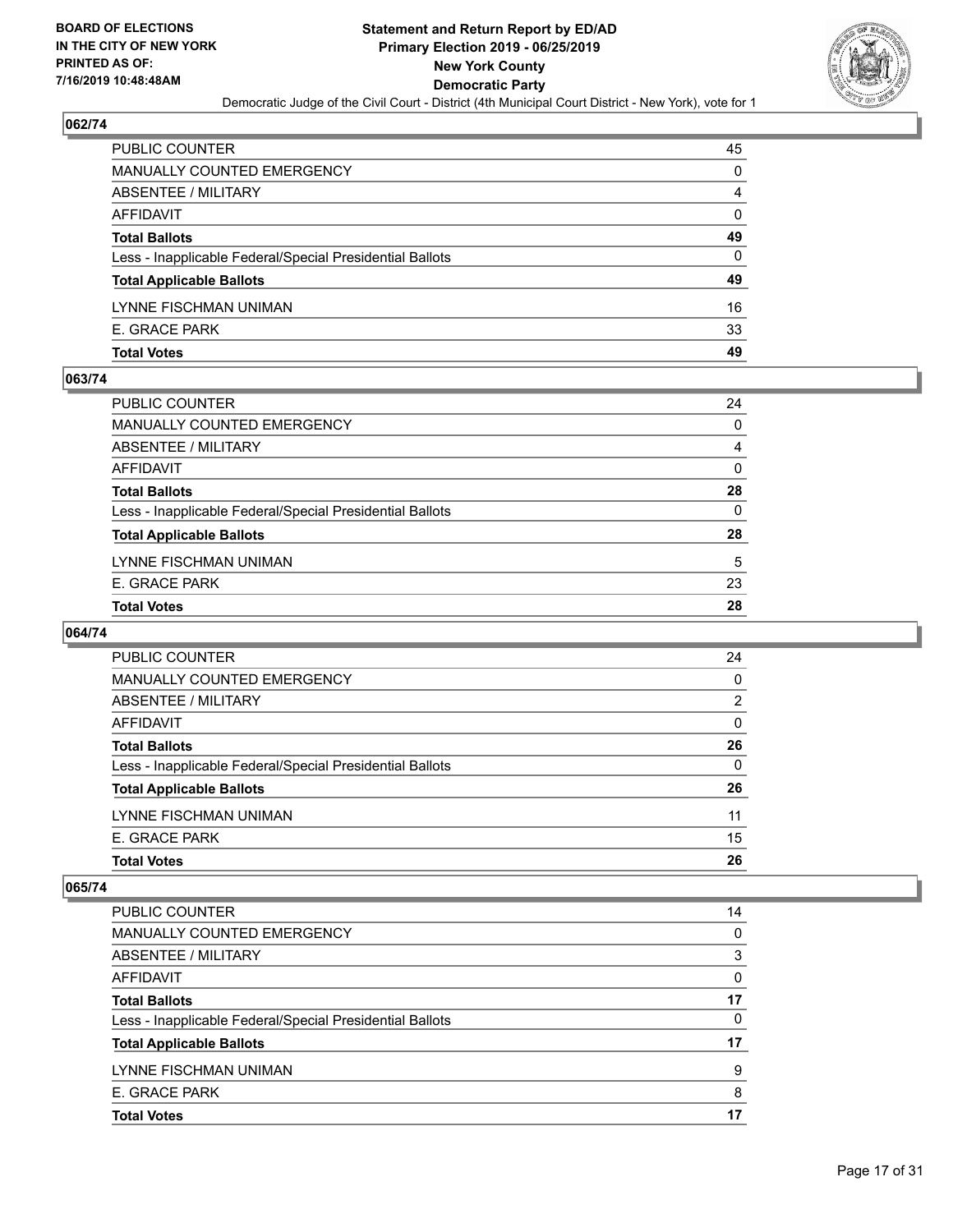BOARD OF ELECTIONS
IN THE CITY OF NEW YORK
PRINTED AS OF:
7/16/2019 10:48:48AM

# Statement and Return Report by ED/AD
## Primary Election 2019 - 06/25/2019
## New York County
## Democratic Party

Democratic Judge of the Civil Court - District (4th Municipal Court District - New York), vote for 1

### 062/74

| | |
|---|---|
| PUBLIC COUNTER | 45 |
| MANUALLY COUNTED EMERGENCY | 0 |
| ABSENTEE / MILITARY | 4 |
| AFFIDAVIT | 0 |
| **Total Ballots** | **49** |
| Less - Inapplicable Federal/Special Presidential Ballots | 0 |
| **Total Applicable Ballots** | **49** |
| LYNNE FISCHMAN UNIMAN | 16 |
| E. GRACE PARK | 33 |
| **Total Votes** | **49** |

### 063/74

| | |
|---|---|
| PUBLIC COUNTER | 24 |
| MANUALLY COUNTED EMERGENCY | 0 |
| ABSENTEE / MILITARY | 4 |
| AFFIDAVIT | 0 |
| **Total Ballots** | **28** |
| Less - Inapplicable Federal/Special Presidential Ballots | 0 |
| **Total Applicable Ballots** | **28** |
| LYNNE FISCHMAN UNIMAN | 5 |
| E. GRACE PARK | 23 |
| **Total Votes** | **28** |

### 064/74

| | |
|---|---|
| PUBLIC COUNTER | 24 |
| MANUALLY COUNTED EMERGENCY | 0 |
| ABSENTEE / MILITARY | 2 |
| AFFIDAVIT | 0 |
| **Total Ballots** | **26** |
| Less - Inapplicable Federal/Special Presidential Ballots | 0 |
| **Total Applicable Ballots** | **26** |
| LYNNE FISCHMAN UNIMAN | 11 |
| E. GRACE PARK | 15 |
| **Total Votes** | **26** |

### 065/74

| | |
|---|---|
| PUBLIC COUNTER | 14 |
| MANUALLY COUNTED EMERGENCY | 0 |
| ABSENTEE / MILITARY | 3 |
| AFFIDAVIT | 0 |
| **Total Ballots** | **17** |
| Less - Inapplicable Federal/Special Presidential Ballots | 0 |
| **Total Applicable Ballots** | **17** |
| LYNNE FISCHMAN UNIMAN | 9 |
| E. GRACE PARK | 8 |
| **Total Votes** | **17** |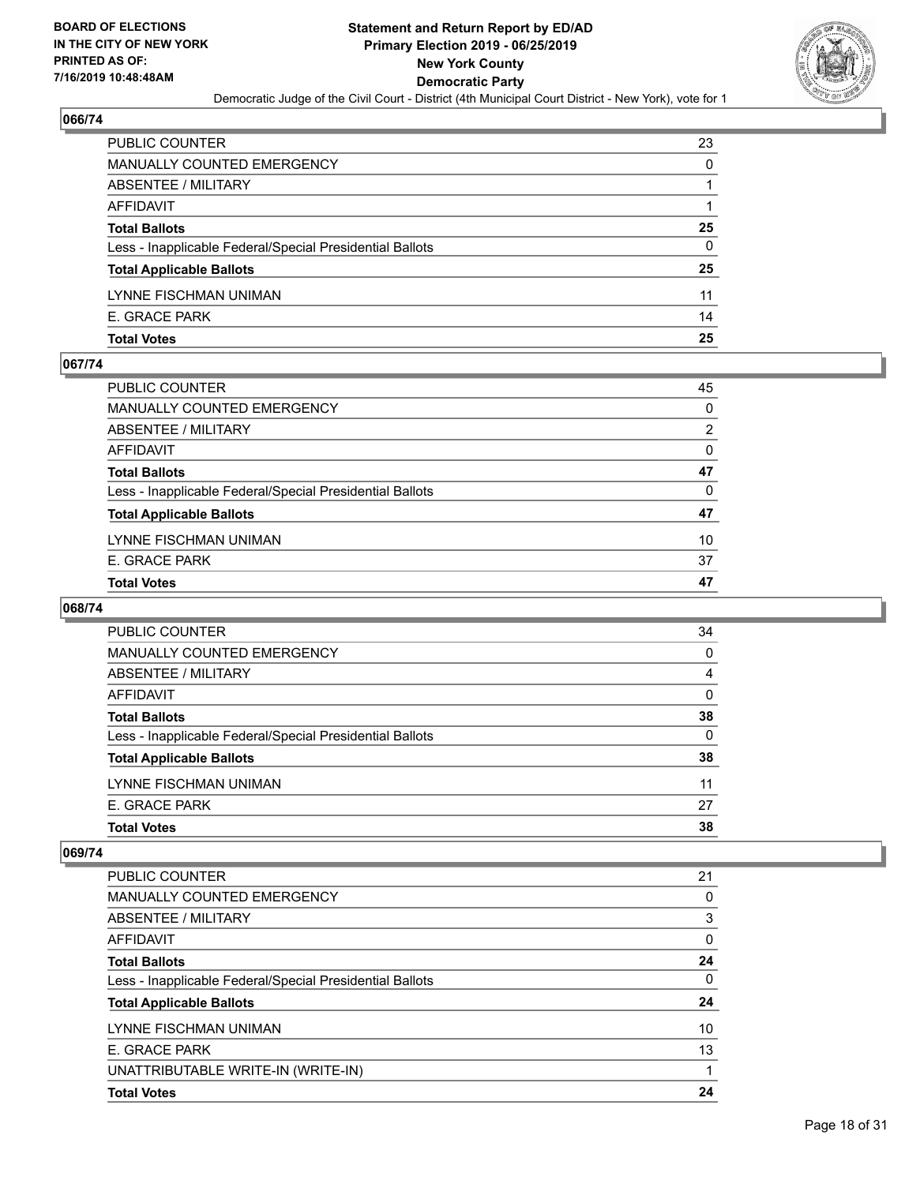**Statement and Return Report by ED/AD**
**Primary Election 2019 - 06/25/2019**
**New York County**
**Democratic Party**

Democratic Judge of the Civil Court - District (4th Municipal Court District - New York), vote for 1

BOARD OF ELECTIONS IN THE CITY OF NEW YORK PRINTED AS OF: 7/16/2019 10:48:48AM

### 066/74

| | |
|---|---|
| PUBLIC COUNTER | 23 |
| MANUALLY COUNTED EMERGENCY | 0 |
| ABSENTEE / MILITARY | 1 |
| AFFIDAVIT | 1 |
| **Total Ballots** | **25** |
| Less - Inapplicable Federal/Special Presidential Ballots | 0 |
| **Total Applicable Ballots** | **25** |
| LYNNE FISCHMAN UNIMAN | 11 |
| E. GRACE PARK | 14 |
| **Total Votes** | **25** |

### 067/74

| | |
|---|---|
| PUBLIC COUNTER | 45 |
| MANUALLY COUNTED EMERGENCY | 0 |
| ABSENTEE / MILITARY | 2 |
| AFFIDAVIT | 0 |
| **Total Ballots** | **47** |
| Less - Inapplicable Federal/Special Presidential Ballots | 0 |
| **Total Applicable Ballots** | **47** |
| LYNNE FISCHMAN UNIMAN | 10 |
| E. GRACE PARK | 37 |
| **Total Votes** | **47** |

### 068/74

| | |
|---|---|
| PUBLIC COUNTER | 34 |
| MANUALLY COUNTED EMERGENCY | 0 |
| ABSENTEE / MILITARY | 4 |
| AFFIDAVIT | 0 |
| **Total Ballots** | **38** |
| Less - Inapplicable Federal/Special Presidential Ballots | 0 |
| **Total Applicable Ballots** | **38** |
| LYNNE FISCHMAN UNIMAN | 11 |
| E. GRACE PARK | 27 |
| **Total Votes** | **38** |

### 069/74

| | |
|---|---|
| PUBLIC COUNTER | 21 |
| MANUALLY COUNTED EMERGENCY | 0 |
| ABSENTEE / MILITARY | 3 |
| AFFIDAVIT | 0 |
| **Total Ballots** | **24** |
| Less - Inapplicable Federal/Special Presidential Ballots | 0 |
| **Total Applicable Ballots** | **24** |
| LYNNE FISCHMAN UNIMAN | 10 |
| E. GRACE PARK | 13 |
| UNATTRIBUTABLE WRITE-IN (WRITE-IN) | 1 |
| **Total Votes** | **24** |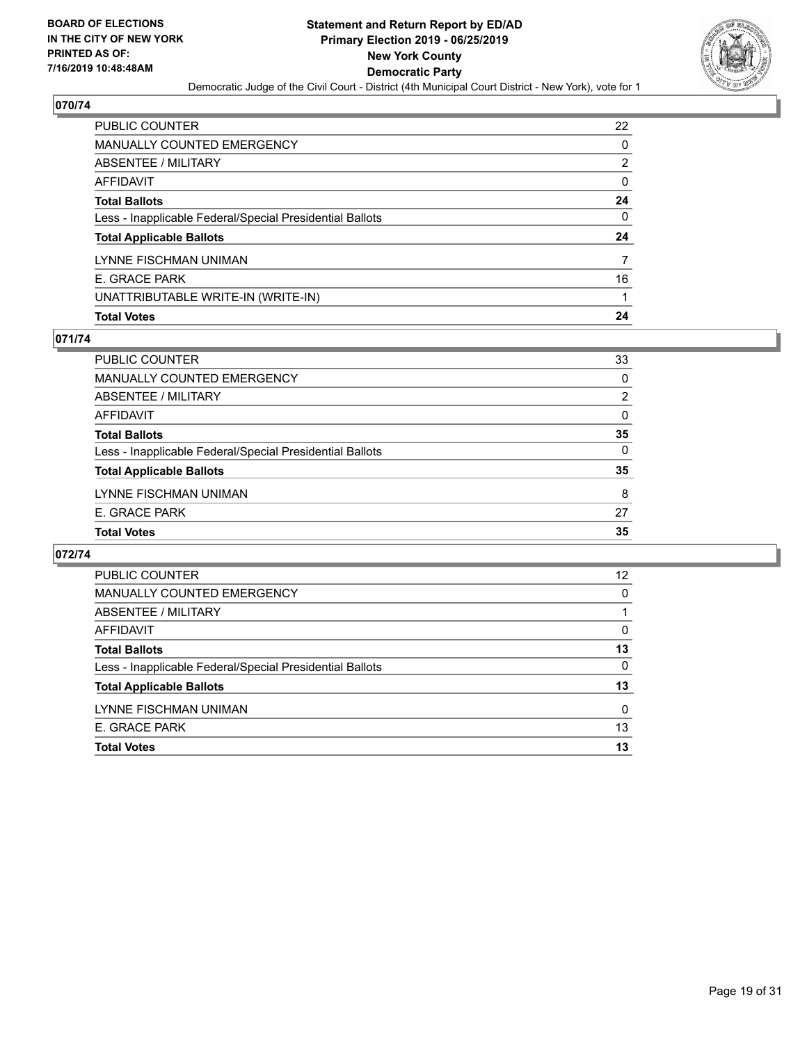**BOARD OF ELECTIONS IN THE CITY OF NEW YORK PRINTED AS OF: 7/16/2019 10:48:48AM**

**Statement and Return Report by ED/AD Primary Election 2019 - 06/25/2019 New York County Democratic Party**

Democratic Judge of the Civil Court - District (4th Municipal Court District - New York), vote for 1

## 070/74

| | |
|---|---|
| PUBLIC COUNTER | 22 |
| MANUALLY COUNTED EMERGENCY | 0 |
| ABSENTEE / MILITARY | 2 |
| AFFIDAVIT | 0 |
| **Total Ballots** | **24** |
| Less - Inapplicable Federal/Special Presidential Ballots | 0 |
| **Total Applicable Ballots** | **24** |
| LYNNE FISCHMAN UNIMAN | 7 |
| E. GRACE PARK | 16 |
| UNATTRIBUTABLE WRITE-IN (WRITE-IN) | 1 |
| **Total Votes** | **24** |

## 071/74

| | |
|---|---|
| PUBLIC COUNTER | 33 |
| MANUALLY COUNTED EMERGENCY | 0 |
| ABSENTEE / MILITARY | 2 |
| AFFIDAVIT | 0 |
| **Total Ballots** | **35** |
| Less - Inapplicable Federal/Special Presidential Ballots | 0 |
| **Total Applicable Ballots** | **35** |
| LYNNE FISCHMAN UNIMAN | 8 |
| E. GRACE PARK | 27 |
| **Total Votes** | **35** |

## 072/74

| | |
|---|---|
| PUBLIC COUNTER | 12 |
| MANUALLY COUNTED EMERGENCY | 0 |
| ABSENTEE / MILITARY | 1 |
| AFFIDAVIT | 0 |
| **Total Ballots** | **13** |
| Less - Inapplicable Federal/Special Presidential Ballots | 0 |
| **Total Applicable Ballots** | **13** |
| LYNNE FISCHMAN UNIMAN | 0 |
| E. GRACE PARK | 13 |
| **Total Votes** | **13** |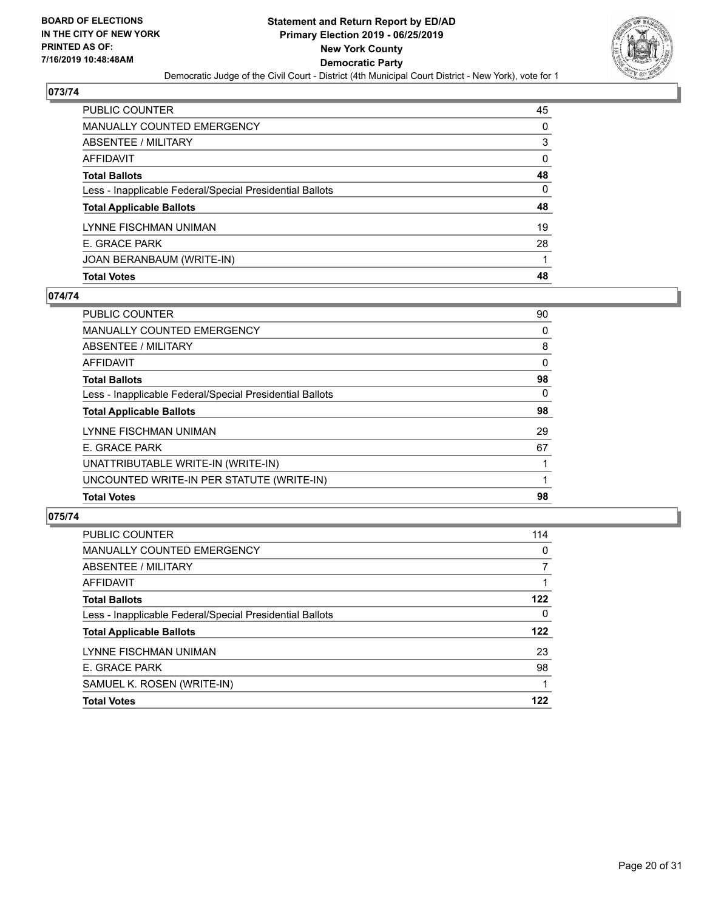## 073/74

| | |
|---|---|
| PUBLIC COUNTER | 45 |
| MANUALLY COUNTED EMERGENCY | 0 |
| ABSENTEE / MILITARY | 3 |
| AFFIDAVIT | 0 |
| **Total Ballots** | **48** |
| Less - Inapplicable Federal/Special Presidential Ballots | 0 |
| **Total Applicable Ballots** | **48** |
| LYNNE FISCHMAN UNIMAN | 19 |
| E. GRACE PARK | 28 |
| JOAN BERANBAUM (WRITE-IN) | 1 |
| **Total Votes** | **48** |

## 074/74

| | |
|---|---|
| PUBLIC COUNTER | 90 |
| MANUALLY COUNTED EMERGENCY | 0 |
| ABSENTEE / MILITARY | 8 |
| AFFIDAVIT | 0 |
| **Total Ballots** | **98** |
| Less - Inapplicable Federal/Special Presidential Ballots | 0 |
| **Total Applicable Ballots** | **98** |
| LYNNE FISCHMAN UNIMAN | 29 |
| E. GRACE PARK | 67 |
| UNATTRIBUTABLE WRITE-IN (WRITE-IN) | 1 |
| UNCOUNTED WRITE-IN PER STATUTE (WRITE-IN) | 1 |
| **Total Votes** | **98** |

## 075/74

| | |
|---|---|
| PUBLIC COUNTER | 114 |
| MANUALLY COUNTED EMERGENCY | 0 |
| ABSENTEE / MILITARY | 7 |
| AFFIDAVIT | 1 |
| **Total Ballots** | **122** |
| Less - Inapplicable Federal/Special Presidential Ballots | 0 |
| **Total Applicable Ballots** | **122** |
| LYNNE FISCHMAN UNIMAN | 23 |
| E. GRACE PARK | 98 |
| SAMUEL K. ROSEN (WRITE-IN) | 1 |
| **Total Votes** | **122** |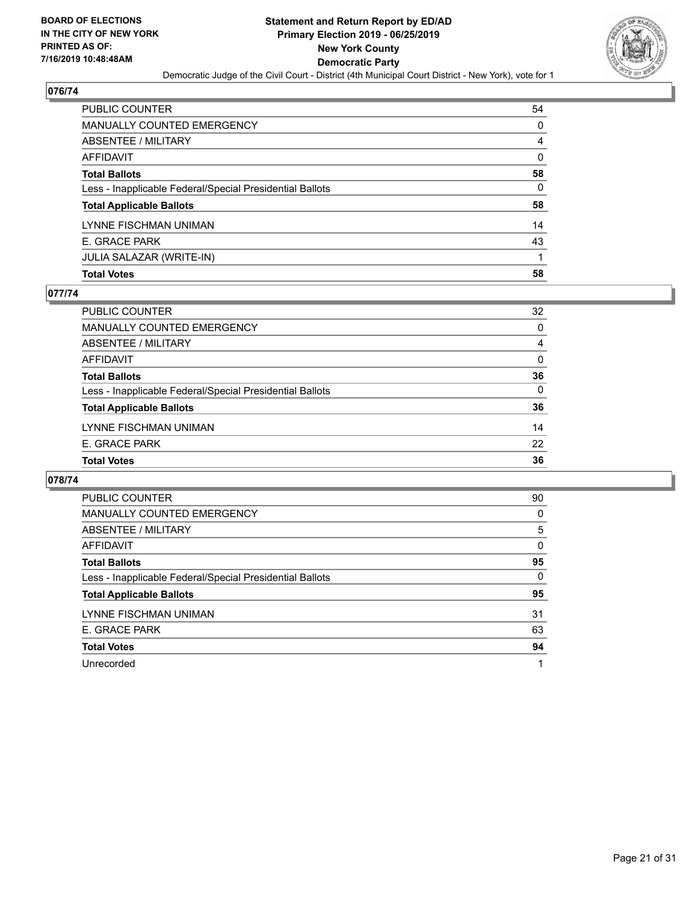BOARD OF ELECTIONS
IN THE CITY OF NEW YORK
PRINTED AS OF:
7/16/2019 10:48:48AM

**Statement and Return Report by ED/AD**
**Primary Election 2019 - 06/25/2019**
**New York County**
**Democratic Party**
Democratic Judge of the Civil Court - District (4th Municipal Court District - New York), vote for 1

## 076/74

| | |
|---|---|
| PUBLIC COUNTER | 54 |
| MANUALLY COUNTED EMERGENCY | 0 |
| ABSENTEE / MILITARY | 4 |
| AFFIDAVIT | 0 |
| **Total Ballots** | **58** |
| Less - Inapplicable Federal/Special Presidential Ballots | 0 |
| **Total Applicable Ballots** | **58** |
| LYNNE FISCHMAN UNIMAN | 14 |
| E. GRACE PARK | 43 |
| JULIA SALAZAR (WRITE-IN) | 1 |
| **Total Votes** | **58** |

## 077/74

| | |
|---|---|
| PUBLIC COUNTER | 32 |
| MANUALLY COUNTED EMERGENCY | 0 |
| ABSENTEE / MILITARY | 4 |
| AFFIDAVIT | 0 |
| **Total Ballots** | **36** |
| Less - Inapplicable Federal/Special Presidential Ballots | 0 |
| **Total Applicable Ballots** | **36** |
| LYNNE FISCHMAN UNIMAN | 14 |
| E. GRACE PARK | 22 |
| **Total Votes** | **36** |

## 078/74

| | |
|---|---|
| PUBLIC COUNTER | 90 |
| MANUALLY COUNTED EMERGENCY | 0 |
| ABSENTEE / MILITARY | 5 |
| AFFIDAVIT | 0 |
| **Total Ballots** | **95** |
| Less - Inapplicable Federal/Special Presidential Ballots | 0 |
| **Total Applicable Ballots** | **95** |
| LYNNE FISCHMAN UNIMAN | 31 |
| E. GRACE PARK | 63 |
| **Total Votes** | **94** |
| Unrecorded | 1 |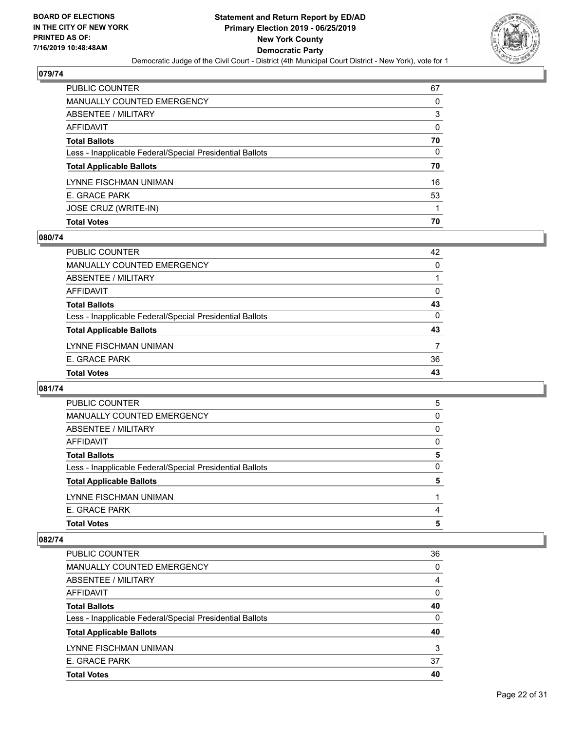### 079/74

| | |
|---|---|
| PUBLIC COUNTER | 67 |
| MANUALLY COUNTED EMERGENCY | 0 |
| ABSENTEE / MILITARY | 3 |
| AFFIDAVIT | 0 |
| **Total Ballots** | **70** |
| Less - Inapplicable Federal/Special Presidential Ballots | 0 |
| **Total Applicable Ballots** | **70** |
| LYNNE FISCHMAN UNIMAN | 16 |
| E. GRACE PARK | 53 |
| JOSE CRUZ (WRITE-IN) | 1 |
| **Total Votes** | **70** |

### 080/74

| | |
|---|---|
| PUBLIC COUNTER | 42 |
| MANUALLY COUNTED EMERGENCY | 0 |
| ABSENTEE / MILITARY | 1 |
| AFFIDAVIT | 0 |
| **Total Ballots** | **43** |
| Less - Inapplicable Federal/Special Presidential Ballots | 0 |
| **Total Applicable Ballots** | **43** |
| LYNNE FISCHMAN UNIMAN | 7 |
| E. GRACE PARK | 36 |
| **Total Votes** | **43** |

### 081/74

| | |
|---|---|
| PUBLIC COUNTER | 5 |
| MANUALLY COUNTED EMERGENCY | 0 |
| ABSENTEE / MILITARY | 0 |
| AFFIDAVIT | 0 |
| **Total Ballots** | **5** |
| Less - Inapplicable Federal/Special Presidential Ballots | 0 |
| **Total Applicable Ballots** | **5** |
| LYNNE FISCHMAN UNIMAN | 1 |
| E. GRACE PARK | 4 |
| **Total Votes** | **5** |

### 082/74

| | |
|---|---|
| PUBLIC COUNTER | 36 |
| MANUALLY COUNTED EMERGENCY | 0 |
| ABSENTEE / MILITARY | 4 |
| AFFIDAVIT | 0 |
| **Total Ballots** | **40** |
| Less - Inapplicable Federal/Special Presidential Ballots | 0 |
| **Total Applicable Ballots** | **40** |
| LYNNE FISCHMAN UNIMAN | 3 |
| E. GRACE PARK | 37 |
| **Total Votes** | **40** |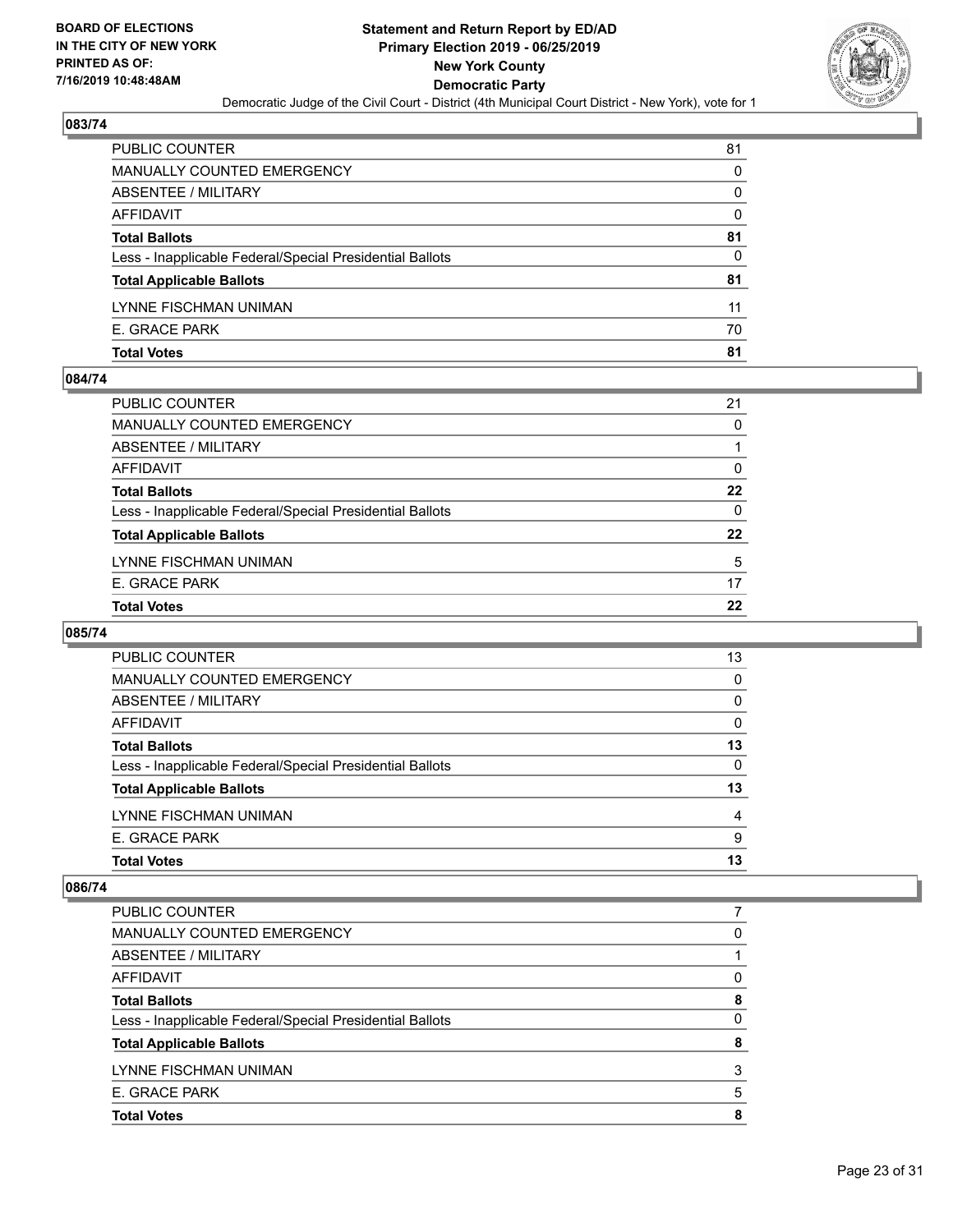BOARD OF ELECTIONS
IN THE CITY OF NEW YORK
PRINTED AS OF:
7/16/2019 10:48:48AM

# Statement and Return Report by ED/AD
## Primary Election 2019 - 06/25/2019
## New York County
## Democratic Party

Democratic Judge of the Civil Court - District (4th Municipal Court District - New York), vote for 1

### 083/74

| | |
|---|---|
| PUBLIC COUNTER | 81 |
| MANUALLY COUNTED EMERGENCY | 0 |
| ABSENTEE / MILITARY | 0 |
| AFFIDAVIT | 0 |
| **Total Ballots** | **81** |
| Less - Inapplicable Federal/Special Presidential Ballots | 0 |
| **Total Applicable Ballots** | **81** |
| LYNNE FISCHMAN UNIMAN | 11 |
| E. GRACE PARK | 70 |
| **Total Votes** | **81** |

### 084/74

| | |
|---|---|
| PUBLIC COUNTER | 21 |
| MANUALLY COUNTED EMERGENCY | 0 |
| ABSENTEE / MILITARY | 1 |
| AFFIDAVIT | 0 |
| **Total Ballots** | **22** |
| Less - Inapplicable Federal/Special Presidential Ballots | 0 |
| **Total Applicable Ballots** | **22** |
| LYNNE FISCHMAN UNIMAN | 5 |
| E. GRACE PARK | 17 |
| **Total Votes** | **22** |

### 085/74

| | |
|---|---|
| PUBLIC COUNTER | 13 |
| MANUALLY COUNTED EMERGENCY | 0 |
| ABSENTEE / MILITARY | 0 |
| AFFIDAVIT | 0 |
| **Total Ballots** | **13** |
| Less - Inapplicable Federal/Special Presidential Ballots | 0 |
| **Total Applicable Ballots** | **13** |
| LYNNE FISCHMAN UNIMAN | 4 |
| E. GRACE PARK | 9 |
| **Total Votes** | **13** |

### 086/74

| | |
|---|---|
| PUBLIC COUNTER | 7 |
| MANUALLY COUNTED EMERGENCY | 0 |
| ABSENTEE / MILITARY | 1 |
| AFFIDAVIT | 0 |
| **Total Ballots** | **8** |
| Less - Inapplicable Federal/Special Presidential Ballots | 0 |
| **Total Applicable Ballots** | **8** |
| LYNNE FISCHMAN UNIMAN | 3 |
| E. GRACE PARK | 5 |
| **Total Votes** | **8** |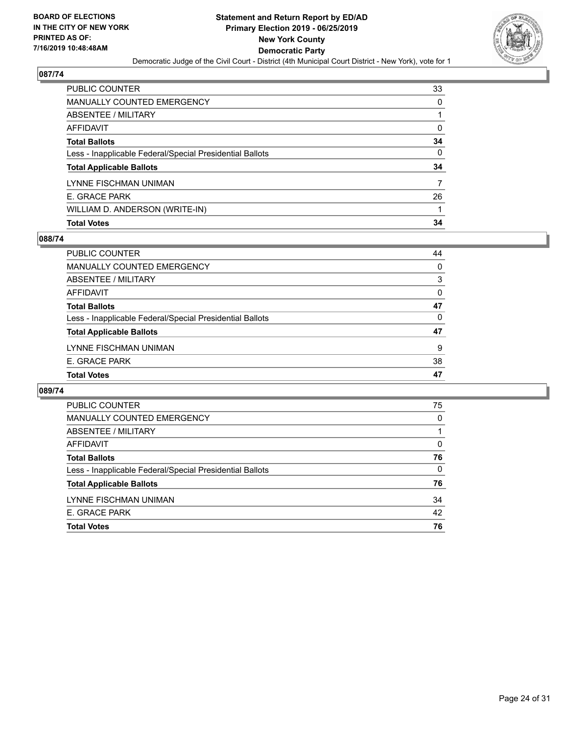## 087/74

| | |
|---|---|
| PUBLIC COUNTER | 33 |
| MANUALLY COUNTED EMERGENCY | 0 |
| ABSENTEE / MILITARY | 1 |
| AFFIDAVIT | 0 |
| **Total Ballots** | **34** |
| Less - Inapplicable Federal/Special Presidential Ballots | 0 |
| **Total Applicable Ballots** | **34** |
| LYNNE FISCHMAN UNIMAN | 7 |
| E. GRACE PARK | 26 |
| WILLIAM D. ANDERSON (WRITE-IN) | 1 |
| **Total Votes** | **34** |

## 088/74

| | |
|---|---|
| PUBLIC COUNTER | 44 |
| MANUALLY COUNTED EMERGENCY | 0 |
| ABSENTEE / MILITARY | 3 |
| AFFIDAVIT | 0 |
| **Total Ballots** | **47** |
| Less - Inapplicable Federal/Special Presidential Ballots | 0 |
| **Total Applicable Ballots** | **47** |
| LYNNE FISCHMAN UNIMAN | 9 |
| E. GRACE PARK | 38 |
| **Total Votes** | **47** |

## 089/74

| | |
|---|---|
| PUBLIC COUNTER | 75 |
| MANUALLY COUNTED EMERGENCY | 0 |
| ABSENTEE / MILITARY | 1 |
| AFFIDAVIT | 0 |
| **Total Ballots** | **76** |
| Less - Inapplicable Federal/Special Presidential Ballots | 0 |
| **Total Applicable Ballots** | **76** |
| LYNNE FISCHMAN UNIMAN | 34 |
| E. GRACE PARK | 42 |
| **Total Votes** | **76** |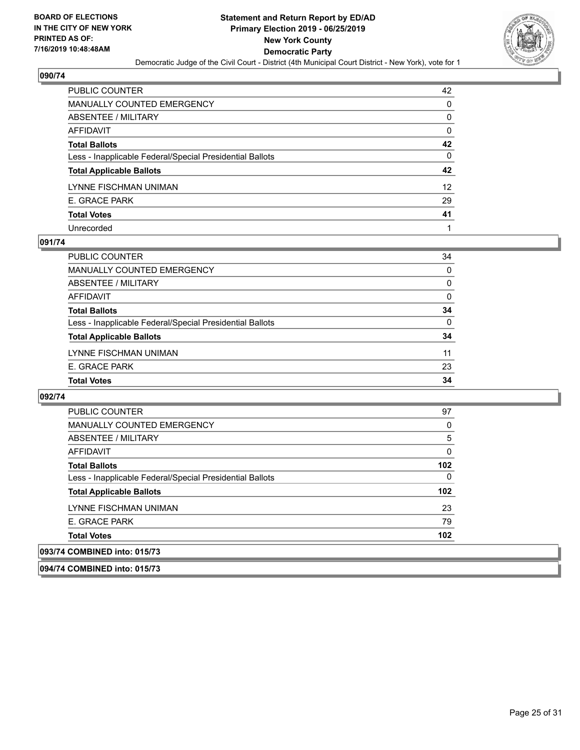**BOARD OF ELECTIONS IN THE CITY OF NEW YORK PRINTED AS OF: 7/16/2019 10:48:48AM**

**Statement and Return Report by ED/AD Primary Election 2019 - 06/25/2019 New York County Democratic Party**

Democratic Judge of the Civil Court - District (4th Municipal Court District - New York), vote for 1

## 090/74

| | |
|---|---|
| PUBLIC COUNTER | 42 |
| MANUALLY COUNTED EMERGENCY | 0 |
| ABSENTEE / MILITARY | 0 |
| AFFIDAVIT | 0 |
| **Total Ballots** | **42** |
| Less - Inapplicable Federal/Special Presidential Ballots | 0 |
| **Total Applicable Ballots** | **42** |
| LYNNE FISCHMAN UNIMAN | 12 |
| E. GRACE PARK | 29 |
| **Total Votes** | **41** |
| Unrecorded | 1 |

## 091/74

| | |
|---|---|
| PUBLIC COUNTER | 34 |
| MANUALLY COUNTED EMERGENCY | 0 |
| ABSENTEE / MILITARY | 0 |
| AFFIDAVIT | 0 |
| **Total Ballots** | **34** |
| Less - Inapplicable Federal/Special Presidential Ballots | 0 |
| **Total Applicable Ballots** | **34** |
| LYNNE FISCHMAN UNIMAN | 11 |
| E. GRACE PARK | 23 |
| **Total Votes** | **34** |

## 092/74

| | |
|---|---|
| PUBLIC COUNTER | 97 |
| MANUALLY COUNTED EMERGENCY | 0 |
| ABSENTEE / MILITARY | 5 |
| AFFIDAVIT | 0 |
| **Total Ballots** | **102** |
| Less - Inapplicable Federal/Special Presidential Ballots | 0 |
| **Total Applicable Ballots** | **102** |
| LYNNE FISCHMAN UNIMAN | 23 |
| E. GRACE PARK | 79 |
| **Total Votes** | **102** |

## 093/74 COMBINED into: 015/73

## 094/74 COMBINED into: 015/73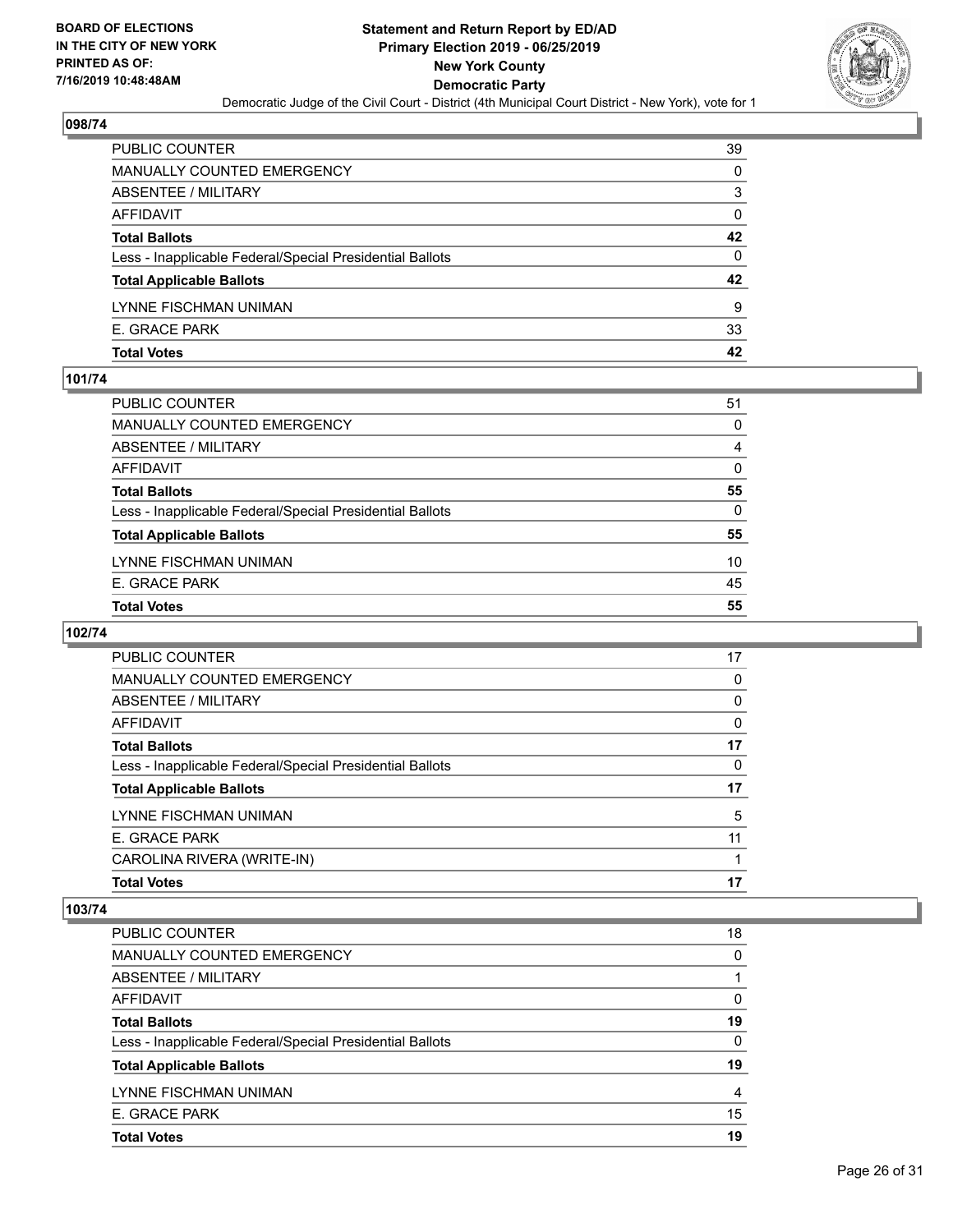## 098/74

| | |
|---|---|
| PUBLIC COUNTER | 39 |
| MANUALLY COUNTED EMERGENCY | 0 |
| ABSENTEE / MILITARY | 3 |
| AFFIDAVIT | 0 |
| **Total Ballots** | **42** |
| Less - Inapplicable Federal/Special Presidential Ballots | 0 |
| **Total Applicable Ballots** | **42** |
| LYNNE FISCHMAN UNIMAN | 9 |
| E. GRACE PARK | 33 |
| **Total Votes** | **42** |

## 101/74

| | |
|---|---|
| PUBLIC COUNTER | 51 |
| MANUALLY COUNTED EMERGENCY | 0 |
| ABSENTEE / MILITARY | 4 |
| AFFIDAVIT | 0 |
| **Total Ballots** | **55** |
| Less - Inapplicable Federal/Special Presidential Ballots | 0 |
| **Total Applicable Ballots** | **55** |
| LYNNE FISCHMAN UNIMAN | 10 |
| E. GRACE PARK | 45 |
| **Total Votes** | **55** |

## 102/74

| | |
|---|---|
| PUBLIC COUNTER | 17 |
| MANUALLY COUNTED EMERGENCY | 0 |
| ABSENTEE / MILITARY | 0 |
| AFFIDAVIT | 0 |
| **Total Ballots** | **17** |
| Less - Inapplicable Federal/Special Presidential Ballots | 0 |
| **Total Applicable Ballots** | **17** |
| LYNNE FISCHMAN UNIMAN | 5 |
| E. GRACE PARK | 11 |
| CAROLINA RIVERA (WRITE-IN) | 1 |
| **Total Votes** | **17** |

## 103/74

| | |
|---|---|
| PUBLIC COUNTER | 18 |
| MANUALLY COUNTED EMERGENCY | 0 |
| ABSENTEE / MILITARY | 1 |
| AFFIDAVIT | 0 |
| **Total Ballots** | **19** |
| Less - Inapplicable Federal/Special Presidential Ballots | 0 |
| **Total Applicable Ballots** | **19** |
| LYNNE FISCHMAN UNIMAN | 4 |
| E. GRACE PARK | 15 |
| **Total Votes** | **19** |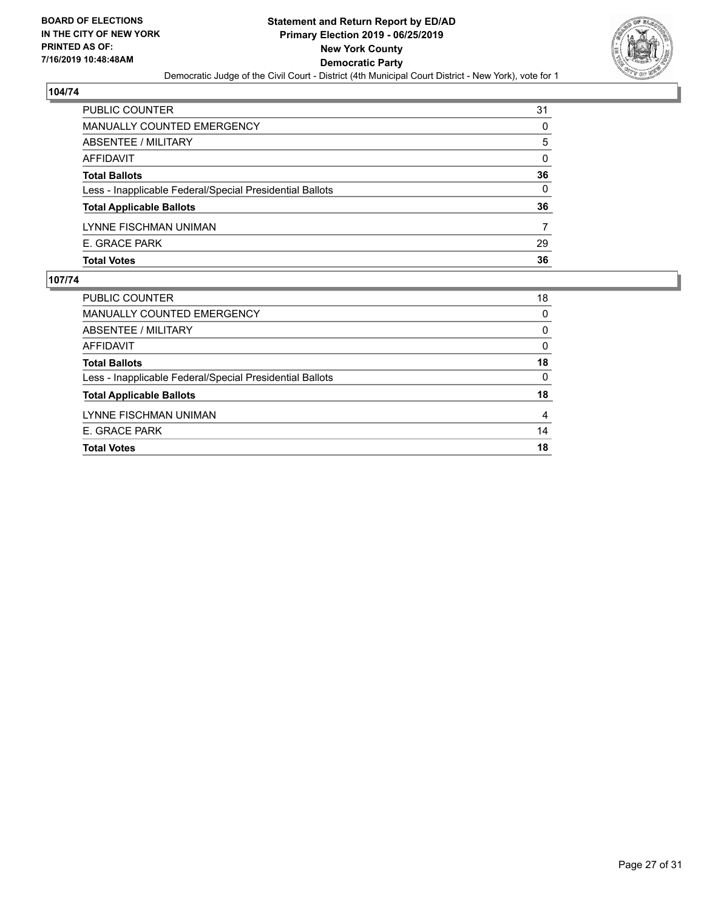**BOARD OF ELECTIONS IN THE CITY OF NEW YORK PRINTED AS OF: 7/16/2019 10:48:48AM**

# Statement and Return Report by ED/AD
## Primary Election 2019 - 06/25/2019
## New York County
## Democratic Party

Democratic Judge of the Civil Court - District (4th Municipal Court District - New York), vote for 1

### 104/74

| | |
|---|---|
| PUBLIC COUNTER | 31 |
| MANUALLY COUNTED EMERGENCY | 0 |
| ABSENTEE / MILITARY | 5 |
| AFFIDAVIT | 0 |
| **Total Ballots** | **36** |
| Less - Inapplicable Federal/Special Presidential Ballots | 0 |
| **Total Applicable Ballots** | **36** |
| LYNNE FISCHMAN UNIMAN | 7 |
| E. GRACE PARK | 29 |
| **Total Votes** | **36** |

### 107/74

| | |
|---|---|
| PUBLIC COUNTER | 18 |
| MANUALLY COUNTED EMERGENCY | 0 |
| ABSENTEE / MILITARY | 0 |
| AFFIDAVIT | 0 |
| **Total Ballots** | **18** |
| Less - Inapplicable Federal/Special Presidential Ballots | 0 |
| **Total Applicable Ballots** | **18** |
| LYNNE FISCHMAN UNIMAN | 4 |
| E. GRACE PARK | 14 |
| **Total Votes** | **18** |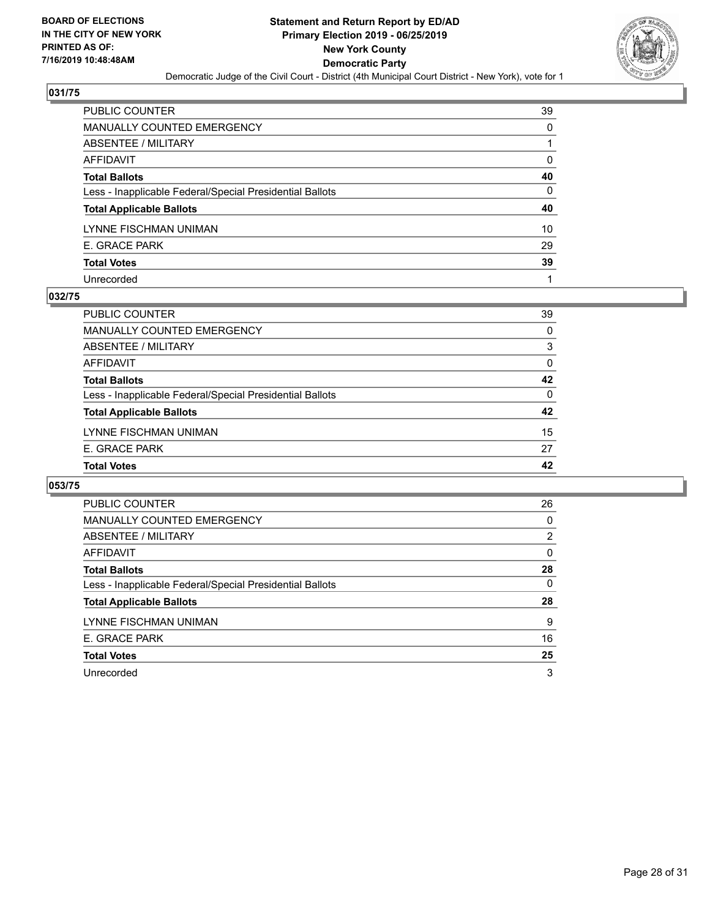BOARD OF ELECTIONS
IN THE CITY OF NEW YORK
PRINTED AS OF:
7/16/2019 10:48:48AM

**Statement and Return Report by ED/AD**
**Primary Election 2019 - 06/25/2019**
**New York County**
**Democratic Party**
Democratic Judge of the Civil Court - District (4th Municipal Court District - New York), vote for 1

## 031/75

| | |
|---|---|
| PUBLIC COUNTER | 39 |
| MANUALLY COUNTED EMERGENCY | 0 |
| ABSENTEE / MILITARY | 1 |
| AFFIDAVIT | 0 |
| **Total Ballots** | **40** |
| Less - Inapplicable Federal/Special Presidential Ballots | 0 |
| **Total Applicable Ballots** | **40** |
| LYNNE FISCHMAN UNIMAN | 10 |
| E. GRACE PARK | 29 |
| **Total Votes** | **39** |
| Unrecorded | 1 |

## 032/75

| | |
|---|---|
| PUBLIC COUNTER | 39 |
| MANUALLY COUNTED EMERGENCY | 0 |
| ABSENTEE / MILITARY | 3 |
| AFFIDAVIT | 0 |
| **Total Ballots** | **42** |
| Less - Inapplicable Federal/Special Presidential Ballots | 0 |
| **Total Applicable Ballots** | **42** |
| LYNNE FISCHMAN UNIMAN | 15 |
| E. GRACE PARK | 27 |
| **Total Votes** | **42** |

## 053/75

| | |
|---|---|
| PUBLIC COUNTER | 26 |
| MANUALLY COUNTED EMERGENCY | 0 |
| ABSENTEE / MILITARY | 2 |
| AFFIDAVIT | 0 |
| **Total Ballots** | **28** |
| Less - Inapplicable Federal/Special Presidential Ballots | 0 |
| **Total Applicable Ballots** | **28** |
| LYNNE FISCHMAN UNIMAN | 9 |
| E. GRACE PARK | 16 |
| **Total Votes** | **25** |
| Unrecorded | 3 |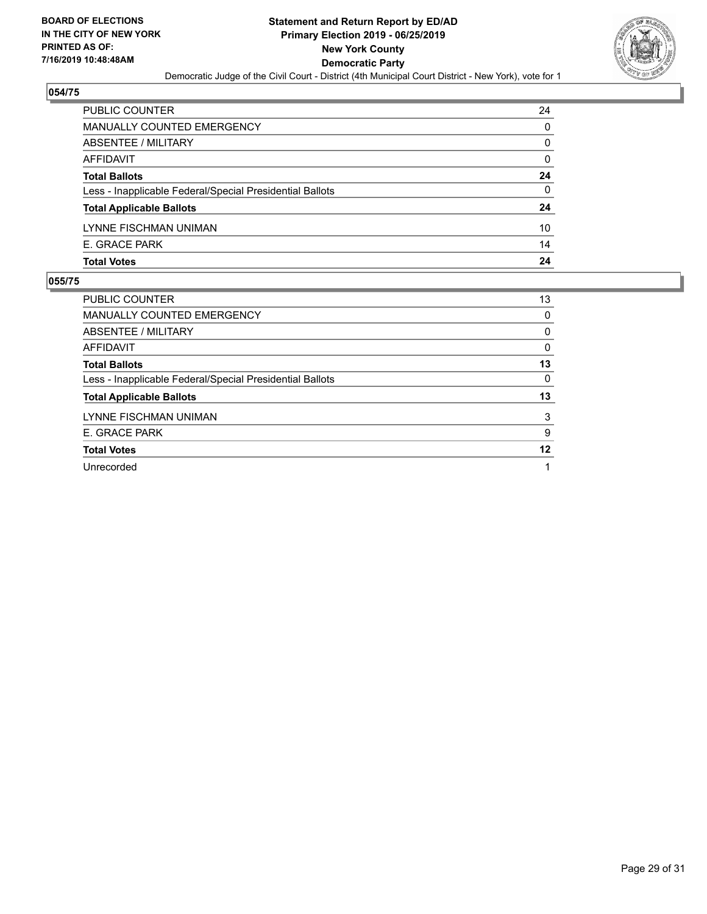**BOARD OF ELECTIONS IN THE CITY OF NEW YORK PRINTED AS OF: 7/16/2019 10:48:48AM**

**Statement and Return Report by ED/AD**
**Primary Election 2019 - 06/25/2019**
**New York County**
**Democratic Party**

Democratic Judge of the Civil Court - District (4th Municipal Court District - New York), vote for 1

### 054/75

| | |
|---|---|
| PUBLIC COUNTER | 24 |
| MANUALLY COUNTED EMERGENCY | 0 |
| ABSENTEE / MILITARY | 0 |
| AFFIDAVIT | 0 |
| **Total Ballots** | **24** |
| Less - Inapplicable Federal/Special Presidential Ballots | 0 |
| **Total Applicable Ballots** | **24** |
| LYNNE FISCHMAN UNIMAN | 10 |
| E. GRACE PARK | 14 |
| **Total Votes** | **24** |

### 055/75

| | |
|---|---|
| PUBLIC COUNTER | 13 |
| MANUALLY COUNTED EMERGENCY | 0 |
| ABSENTEE / MILITARY | 0 |
| AFFIDAVIT | 0 |
| **Total Ballots** | **13** |
| Less - Inapplicable Federal/Special Presidential Ballots | 0 |
| **Total Applicable Ballots** | **13** |
| LYNNE FISCHMAN UNIMAN | 3 |
| E. GRACE PARK | 9 |
| **Total Votes** | **12** |
| Unrecorded | 1 |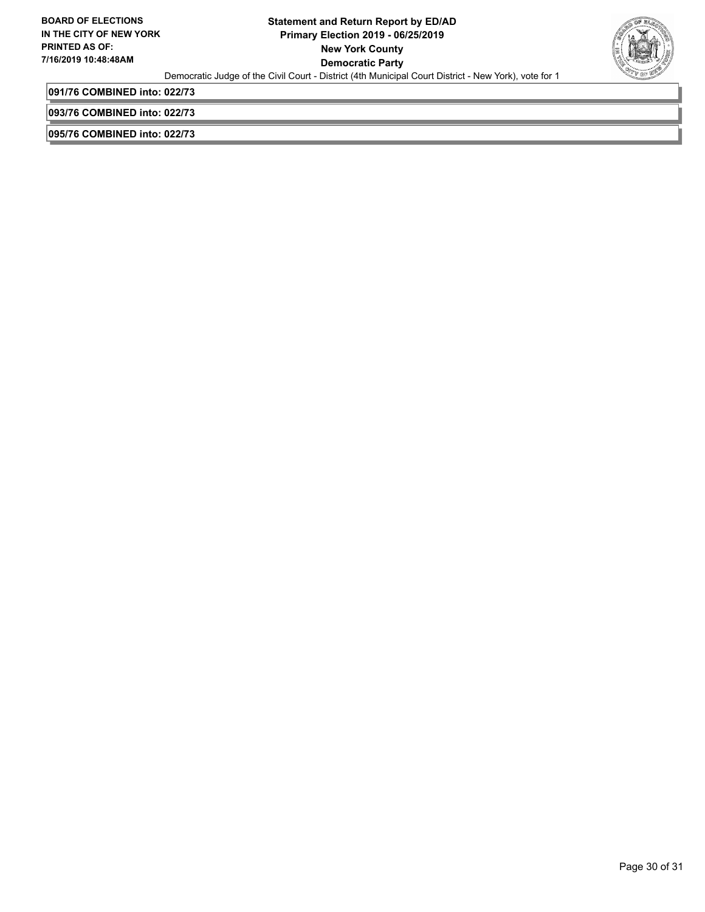**091/76 COMBINED into: 022/73**

**093/76 COMBINED into: 022/73**

**095/76 COMBINED into: 022/73**